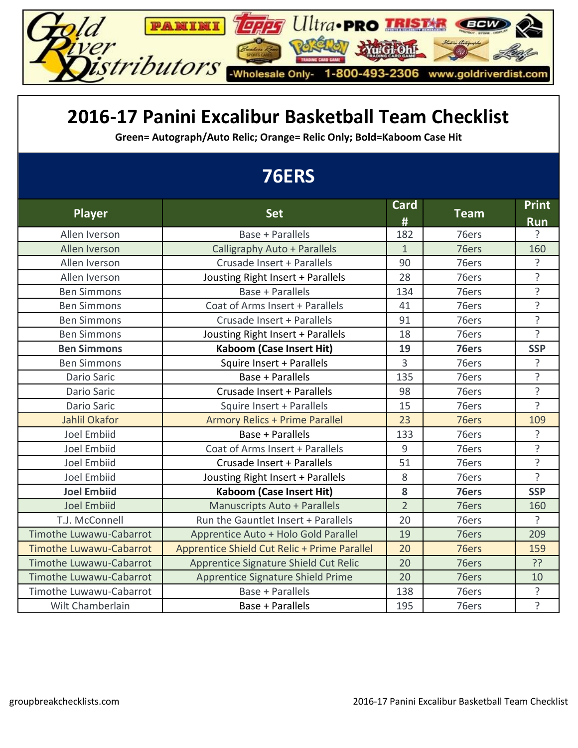Gold River Distributors — -Wholesale Only- 1-800-493-2306 www.goldriverdist.com

# 2016-17 Panini Excalibur Basketball Team Checklist

**Green= Autograph/Auto Relic; Orange= Relic Only; Bold=Kaboom Case Hit**

## 76ERS

| Player | Set | Card # | Team | Print Run |
|---|---|---|---|---|
| Allen Iverson | Base + Parallels | 182 | 76ers | ? |
| Allen Iverson | Calligraphy Auto + Parallels | 1 | 76ers | 160 |
| Allen Iverson | Crusade Insert + Parallels | 90 | 76ers | ? |
| Allen Iverson | Jousting Right Insert + Parallels | 28 | 76ers | ? |
| Ben Simmons | Base + Parallels | 134 | 76ers | ? |
| Ben Simmons | Coat of Arms Insert + Parallels | 41 | 76ers | ? |
| Ben Simmons | Crusade Insert + Parallels | 91 | 76ers | ? |
| Ben Simmons | Jousting Right Insert + Parallels | 18 | 76ers | ? |
| **Ben Simmons** | **Kaboom (Case Insert Hit)** | **19** | **76ers** | **SSP** |
| Ben Simmons | Squire Insert + Parallels | 3 | 76ers | ? |
| Dario Saric | Base + Parallels | 135 | 76ers | ? |
| Dario Saric | Crusade Insert + Parallels | 98 | 76ers | ? |
| Dario Saric | Squire Insert + Parallels | 15 | 76ers | ? |
| Jahlil Okafor | Armory Relics + Prime Parallel | 23 | 76ers | 109 |
| Joel Embiid | Base + Parallels | 133 | 76ers | ? |
| Joel Embiid | Coat of Arms Insert + Parallels | 9 | 76ers | ? |
| Joel Embiid | Crusade Insert + Parallels | 51 | 76ers | ? |
| Joel Embiid | Jousting Right Insert + Parallels | 8 | 76ers | ? |
| **Joel Embiid** | **Kaboom (Case Insert Hit)** | **8** | **76ers** | **SSP** |
| Joel Embiid | Manuscripts Auto + Parallels | 2 | 76ers | 160 |
| T.J. McConnell | Run the Gauntlet Insert + Parallels | 20 | 76ers | ? |
| Timothe Luwawu-Cabarrot | Apprentice Auto + Holo Gold Parallel | 19 | 76ers | 209 |
| Timothe Luwawu-Cabarrot | Apprentice Shield Cut Relic + Prime Parallel | 20 | 76ers | 159 |
| Timothe Luwawu-Cabarrot | Apprentice Signature Shield Cut Relic | 20 | 76ers | ?? |
| Timothe Luwawu-Cabarrot | Apprentice Signature Shield Prime | 20 | 76ers | 10 |
| Timothe Luwawu-Cabarrot | Base + Parallels | 138 | 76ers | ? |
| Wilt Chamberlain | Base + Parallels | 195 | 76ers | ? |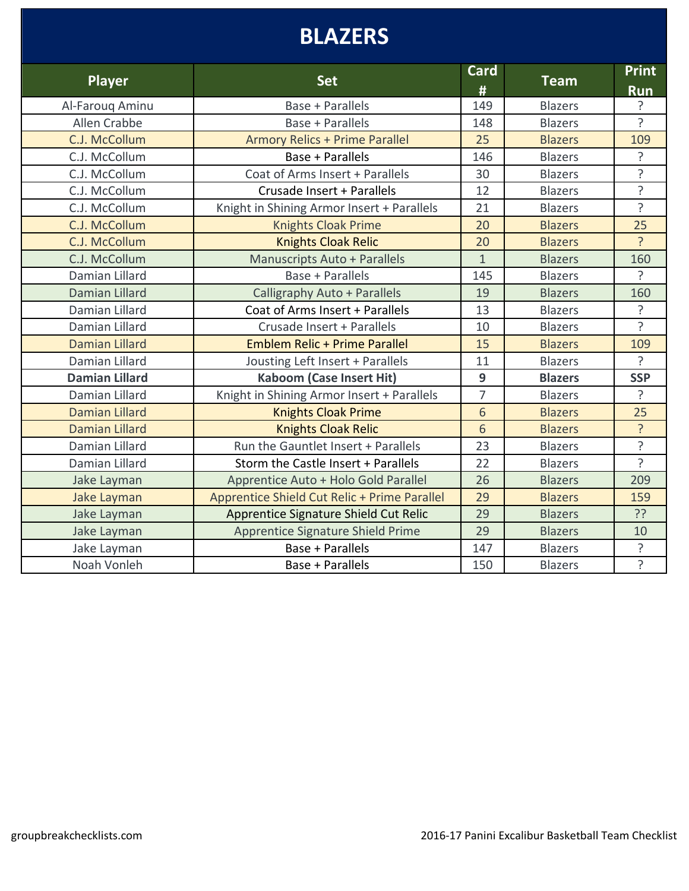# BLAZERS

| Player | Set | Card # | Team | Print Run |
|---|---|---|---|---|
| Al-Farouq Aminu | Base + Parallels | 149 | Blazers | ? |
| Allen Crabbe | Base + Parallels | 148 | Blazers | ? |
| C.J. McCollum | Armory Relics + Prime Parallel | 25 | Blazers | 109 |
| C.J. McCollum | Base + Parallels | 146 | Blazers | ? |
| C.J. McCollum | Coat of Arms Insert + Parallels | 30 | Blazers | ? |
| C.J. McCollum | Crusade Insert + Parallels | 12 | Blazers | ? |
| C.J. McCollum | Knight in Shining Armor Insert + Parallels | 21 | Blazers | ? |
| C.J. McCollum | Knights Cloak Prime | 20 | Blazers | 25 |
| C.J. McCollum | Knights Cloak Relic | 20 | Blazers | ? |
| C.J. McCollum | Manuscripts Auto + Parallels | 1 | Blazers | 160 |
| Damian Lillard | Base + Parallels | 145 | Blazers | ? |
| Damian Lillard | Calligraphy Auto + Parallels | 19 | Blazers | 160 |
| Damian Lillard | Coat of Arms Insert + Parallels | 13 | Blazers | ? |
| Damian Lillard | Crusade Insert + Parallels | 10 | Blazers | ? |
| Damian Lillard | Emblem Relic + Prime Parallel | 15 | Blazers | 109 |
| Damian Lillard | Jousting Left Insert + Parallels | 11 | Blazers | ? |
| **Damian Lillard** | **Kaboom (Case Insert Hit)** | **9** | **Blazers** | **SSP** |
| Damian Lillard | Knight in Shining Armor Insert + Parallels | 7 | Blazers | ? |
| Damian Lillard | Knights Cloak Prime | 6 | Blazers | 25 |
| Damian Lillard | Knights Cloak Relic | 6 | Blazers | ? |
| Damian Lillard | Run the Gauntlet Insert + Parallels | 23 | Blazers | ? |
| Damian Lillard | Storm the Castle Insert + Parallels | 22 | Blazers | ? |
| Jake Layman | Apprentice Auto + Holo Gold Parallel | 26 | Blazers | 209 |
| Jake Layman | Apprentice Shield Cut Relic + Prime Parallel | 29 | Blazers | 159 |
| Jake Layman | Apprentice Signature Shield Cut Relic | 29 | Blazers | ?? |
| Jake Layman | Apprentice Signature Shield Prime | 29 | Blazers | 10 |
| Jake Layman | Base + Parallels | 147 | Blazers | ? |
| Noah Vonleh | Base + Parallels | 150 | Blazers | ? |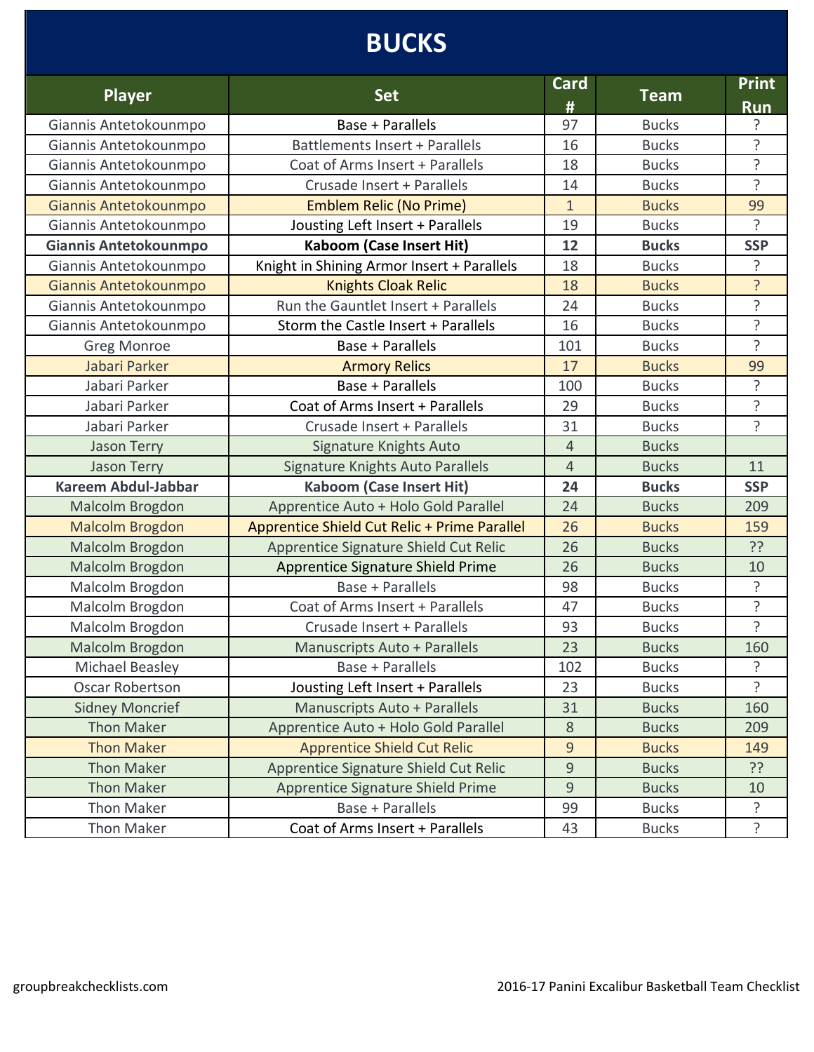# BUCKS

| Player | Set | Card # | Team | Print Run |
|---|---|---|---|---|
| Giannis Antetokounmpo | Base + Parallels | 97 | Bucks | ? |
| Giannis Antetokounmpo | Battlements Insert + Parallels | 16 | Bucks | ? |
| Giannis Antetokounmpo | Coat of Arms Insert + Parallels | 18 | Bucks | ? |
| Giannis Antetokounmpo | Crusade Insert + Parallels | 14 | Bucks | ? |
| Giannis Antetokounmpo | Emblem Relic (No Prime) | 1 | Bucks | 99 |
| Giannis Antetokounmpo | Jousting Left Insert + Parallels | 19 | Bucks | ? |
| **Giannis Antetokounmpo** | **Kaboom (Case Insert Hit)** | **12** | **Bucks** | **SSP** |
| Giannis Antetokounmpo | Knight in Shining Armor Insert + Parallels | 18 | Bucks | ? |
| Giannis Antetokounmpo | Knights Cloak Relic | 18 | Bucks | ? |
| Giannis Antetokounmpo | Run the Gauntlet Insert + Parallels | 24 | Bucks | ? |
| Giannis Antetokounmpo | Storm the Castle Insert + Parallels | 16 | Bucks | ? |
| Greg Monroe | Base + Parallels | 101 | Bucks | ? |
| Jabari Parker | Armory Relics | 17 | Bucks | 99 |
| Jabari Parker | Base + Parallels | 100 | Bucks | ? |
| Jabari Parker | Coat of Arms Insert + Parallels | 29 | Bucks | ? |
| Jabari Parker | Crusade Insert + Parallels | 31 | Bucks | ? |
| Jason Terry | Signature Knights Auto | 4 | Bucks | |
| Jason Terry | Signature Knights Auto Parallels | 4 | Bucks | 11 |
| **Kareem Abdul-Jabbar** | **Kaboom (Case Insert Hit)** | **24** | **Bucks** | **SSP** |
| Malcolm Brogdon | Apprentice Auto + Holo Gold Parallel | 24 | Bucks | 209 |
| Malcolm Brogdon | Apprentice Shield Cut Relic + Prime Parallel | 26 | Bucks | 159 |
| Malcolm Brogdon | Apprentice Signature Shield Cut Relic | 26 | Bucks | ?? |
| Malcolm Brogdon | Apprentice Signature Shield Prime | 26 | Bucks | 10 |
| Malcolm Brogdon | Base + Parallels | 98 | Bucks | ? |
| Malcolm Brogdon | Coat of Arms Insert + Parallels | 47 | Bucks | ? |
| Malcolm Brogdon | Crusade Insert + Parallels | 93 | Bucks | ? |
| Malcolm Brogdon | Manuscripts Auto + Parallels | 23 | Bucks | 160 |
| Michael Beasley | Base + Parallels | 102 | Bucks | ? |
| Oscar Robertson | Jousting Left Insert + Parallels | 23 | Bucks | ? |
| Sidney Moncrief | Manuscripts Auto + Parallels | 31 | Bucks | 160 |
| Thon Maker | Apprentice Auto + Holo Gold Parallel | 8 | Bucks | 209 |
| Thon Maker | Apprentice Shield Cut Relic | 9 | Bucks | 149 |
| Thon Maker | Apprentice Signature Shield Cut Relic | 9 | Bucks | ?? |
| Thon Maker | Apprentice Signature Shield Prime | 9 | Bucks | 10 |
| Thon Maker | Base + Parallels | 99 | Bucks | ? |
| Thon Maker | Coat of Arms Insert + Parallels | 43 | Bucks | ? |

groupbreakchecklists.com

2016-17 Panini Excalibur Basketball Team Checklist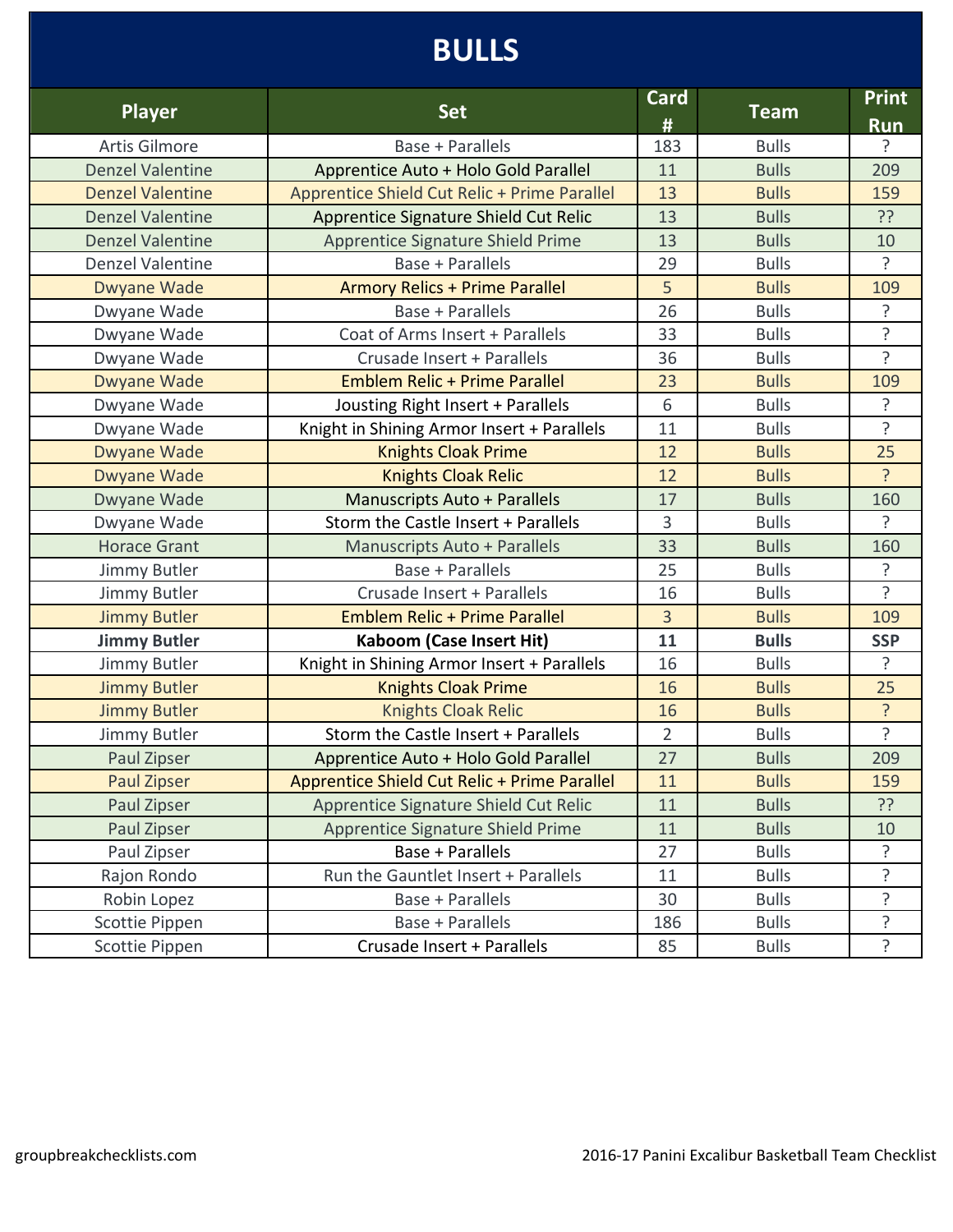# BULLS

| Player | Set | Card # | Team | Print Run |
|---|---|---|---|---|
| Artis Gilmore | Base + Parallels | 183 | Bulls | ? |
| Denzel Valentine | Apprentice Auto + Holo Gold Parallel | 11 | Bulls | 209 |
| Denzel Valentine | Apprentice Shield Cut Relic + Prime Parallel | 13 | Bulls | 159 |
| Denzel Valentine | Apprentice Signature Shield Cut Relic | 13 | Bulls | ?? |
| Denzel Valentine | Apprentice Signature Shield Prime | 13 | Bulls | 10 |
| Denzel Valentine | Base + Parallels | 29 | Bulls | ? |
| Dwyane Wade | Armory Relics + Prime Parallel | 5 | Bulls | 109 |
| Dwyane Wade | Base + Parallels | 26 | Bulls | ? |
| Dwyane Wade | Coat of Arms Insert + Parallels | 33 | Bulls | ? |
| Dwyane Wade | Crusade Insert + Parallels | 36 | Bulls | ? |
| Dwyane Wade | Emblem Relic + Prime Parallel | 23 | Bulls | 109 |
| Dwyane Wade | Jousting Right Insert + Parallels | 6 | Bulls | ? |
| Dwyane Wade | Knight in Shining Armor Insert + Parallels | 11 | Bulls | ? |
| Dwyane Wade | Knights Cloak Prime | 12 | Bulls | 25 |
| Dwyane Wade | Knights Cloak Relic | 12 | Bulls | ? |
| Dwyane Wade | Manuscripts Auto + Parallels | 17 | Bulls | 160 |
| Dwyane Wade | Storm the Castle Insert + Parallels | 3 | Bulls | ? |
| Horace Grant | Manuscripts Auto + Parallels | 33 | Bulls | 160 |
| Jimmy Butler | Base + Parallels | 25 | Bulls | ? |
| Jimmy Butler | Crusade Insert + Parallels | 16 | Bulls | ? |
| Jimmy Butler | Emblem Relic + Prime Parallel | 3 | Bulls | 109 |
| **Jimmy Butler** | **Kaboom (Case Insert Hit)** | **11** | **Bulls** | **SSP** |
| Jimmy Butler | Knight in Shining Armor Insert + Parallels | 16 | Bulls | ? |
| Jimmy Butler | Knights Cloak Prime | 16 | Bulls | 25 |
| Jimmy Butler | Knights Cloak Relic | 16 | Bulls | ? |
| Jimmy Butler | Storm the Castle Insert + Parallels | 2 | Bulls | ? |
| Paul Zipser | Apprentice Auto + Holo Gold Parallel | 27 | Bulls | 209 |
| Paul Zipser | Apprentice Shield Cut Relic + Prime Parallel | 11 | Bulls | 159 |
| Paul Zipser | Apprentice Signature Shield Cut Relic | 11 | Bulls | ?? |
| Paul Zipser | Apprentice Signature Shield Prime | 11 | Bulls | 10 |
| Paul Zipser | Base + Parallels | 27 | Bulls | ? |
| Rajon Rondo | Run the Gauntlet Insert + Parallels | 11 | Bulls | ? |
| Robin Lopez | Base + Parallels | 30 | Bulls | ? |
| Scottie Pippen | Base + Parallels | 186 | Bulls | ? |
| Scottie Pippen | Crusade Insert + Parallels | 85 | Bulls | ? |

groupbreakchecklists.com

2016-17 Panini Excalibur Basketball Team Checklist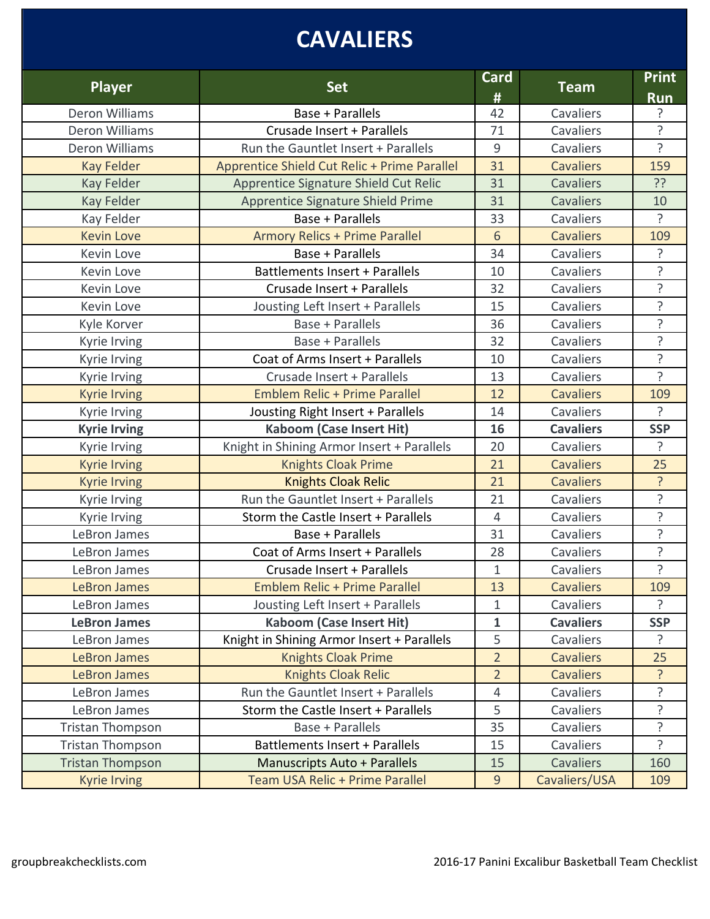# CAVALIERS

| Player | Set | Card # | Team | Print Run |
|---|---|---|---|---|
| Deron Williams | Base + Parallels | 42 | Cavaliers | ? |
| Deron Williams | Crusade Insert + Parallels | 71 | Cavaliers | ? |
| Deron Williams | Run the Gauntlet Insert + Parallels | 9 | Cavaliers | ? |
| Kay Felder | Apprentice Shield Cut Relic + Prime Parallel | 31 | Cavaliers | 159 |
| Kay Felder | Apprentice Signature Shield Cut Relic | 31 | Cavaliers | ?? |
| Kay Felder | Apprentice Signature Shield Prime | 31 | Cavaliers | 10 |
| Kay Felder | Base + Parallels | 33 | Cavaliers | ? |
| Kevin Love | Armory Relics + Prime Parallel | 6 | Cavaliers | 109 |
| Kevin Love | Base + Parallels | 34 | Cavaliers | ? |
| Kevin Love | Battlements Insert + Parallels | 10 | Cavaliers | ? |
| Kevin Love | Crusade Insert + Parallels | 32 | Cavaliers | ? |
| Kevin Love | Jousting Left Insert + Parallels | 15 | Cavaliers | ? |
| Kyle Korver | Base + Parallels | 36 | Cavaliers | ? |
| Kyrie Irving | Base + Parallels | 32 | Cavaliers | ? |
| Kyrie Irving | Coat of Arms Insert + Parallels | 10 | Cavaliers | ? |
| Kyrie Irving | Crusade Insert + Parallels | 13 | Cavaliers | ? |
| Kyrie Irving | Emblem Relic + Prime Parallel | 12 | Cavaliers | 109 |
| Kyrie Irving | Jousting Right Insert + Parallels | 14 | Cavaliers | ? |
| **Kyrie Irving** | **Kaboom (Case Insert Hit)** | **16** | **Cavaliers** | **SSP** |
| Kyrie Irving | Knight in Shining Armor Insert + Parallels | 20 | Cavaliers | ? |
| Kyrie Irving | Knights Cloak Prime | 21 | Cavaliers | 25 |
| Kyrie Irving | Knights Cloak Relic | 21 | Cavaliers | ? |
| Kyrie Irving | Run the Gauntlet Insert + Parallels | 21 | Cavaliers | ? |
| Kyrie Irving | Storm the Castle Insert + Parallels | 4 | Cavaliers | ? |
| LeBron James | Base + Parallels | 31 | Cavaliers | ? |
| LeBron James | Coat of Arms Insert + Parallels | 28 | Cavaliers | ? |
| LeBron James | Crusade Insert + Parallels | 1 | Cavaliers | ? |
| LeBron James | Emblem Relic + Prime Parallel | 13 | Cavaliers | 109 |
| LeBron James | Jousting Left Insert + Parallels | 1 | Cavaliers | ? |
| **LeBron James** | **Kaboom (Case Insert Hit)** | **1** | **Cavaliers** | **SSP** |
| LeBron James | Knight in Shining Armor Insert + Parallels | 5 | Cavaliers | ? |
| LeBron James | Knights Cloak Prime | 2 | Cavaliers | 25 |
| LeBron James | Knights Cloak Relic | 2 | Cavaliers | ? |
| LeBron James | Run the Gauntlet Insert + Parallels | 4 | Cavaliers | ? |
| LeBron James | Storm the Castle Insert + Parallels | 5 | Cavaliers | ? |
| Tristan Thompson | Base + Parallels | 35 | Cavaliers | ? |
| Tristan Thompson | Battlements Insert + Parallels | 15 | Cavaliers | ? |
| Tristan Thompson | Manuscripts Auto + Parallels | 15 | Cavaliers | 160 |
| Kyrie Irving | Team USA Relic + Prime Parallel | 9 | Cavaliers/USA | 109 |

groupbreakchecklists.com

2016-17 Panini Excalibur Basketball Team Checklist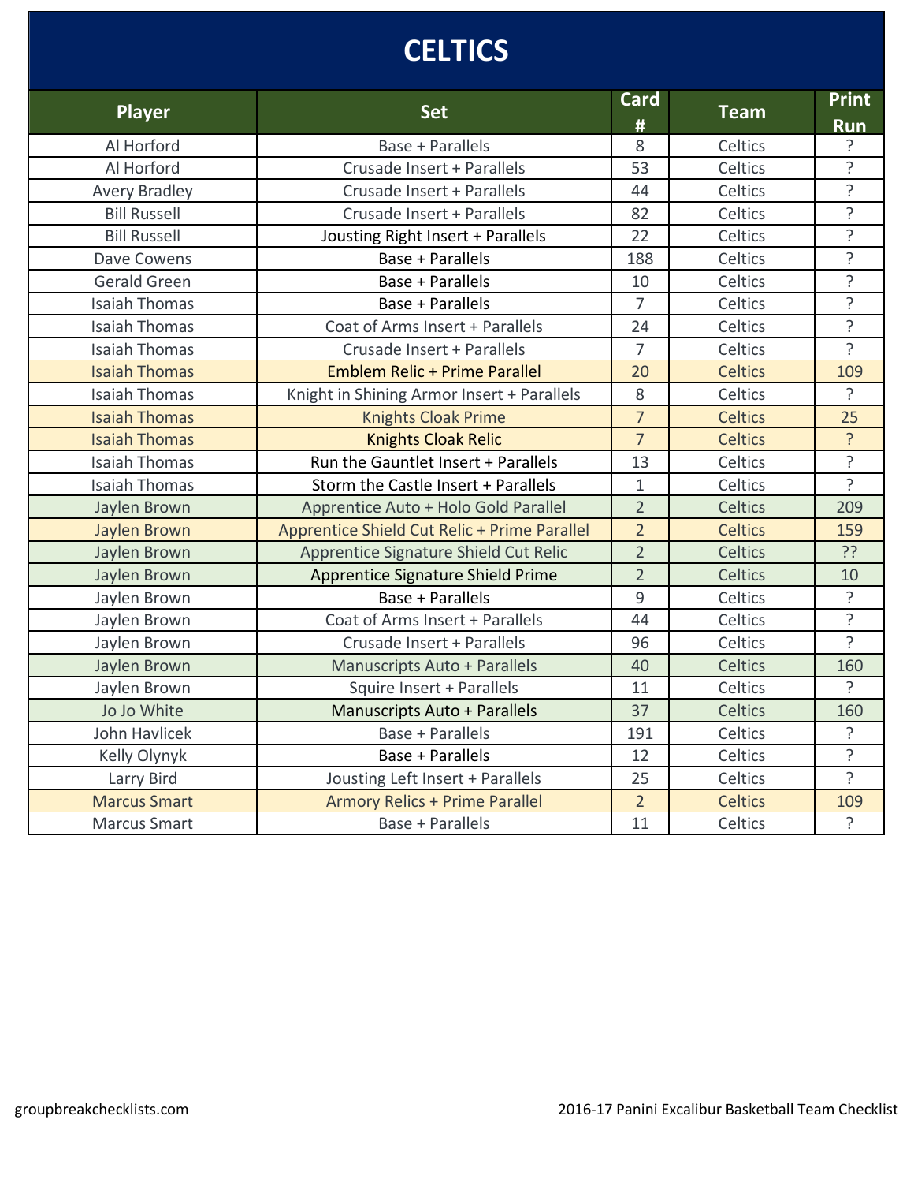# CELTICS

| Player | Set | Card # | Team | Print Run |
|---|---|---|---|---|
| Al Horford | Base + Parallels | 8 | Celtics | ? |
| Al Horford | Crusade Insert + Parallels | 53 | Celtics | ? |
| Avery Bradley | Crusade Insert + Parallels | 44 | Celtics | ? |
| Bill Russell | Crusade Insert + Parallels | 82 | Celtics | ? |
| Bill Russell | Jousting Right Insert + Parallels | 22 | Celtics | ? |
| Dave Cowens | Base + Parallels | 188 | Celtics | ? |
| Gerald Green | Base + Parallels | 10 | Celtics | ? |
| Isaiah Thomas | Base + Parallels | 7 | Celtics | ? |
| Isaiah Thomas | Coat of Arms Insert + Parallels | 24 | Celtics | ? |
| Isaiah Thomas | Crusade Insert + Parallels | 7 | Celtics | ? |
| Isaiah Thomas | Emblem Relic + Prime Parallel | 20 | Celtics | 109 |
| Isaiah Thomas | Knight in Shining Armor Insert + Parallels | 8 | Celtics | ? |
| Isaiah Thomas | Knights Cloak Prime | 7 | Celtics | 25 |
| Isaiah Thomas | Knights Cloak Relic | 7 | Celtics | ? |
| Isaiah Thomas | Run the Gauntlet Insert + Parallels | 13 | Celtics | ? |
| Isaiah Thomas | Storm the Castle Insert + Parallels | 1 | Celtics | ? |
| Jaylen Brown | Apprentice Auto + Holo Gold Parallel | 2 | Celtics | 209 |
| Jaylen Brown | Apprentice Shield Cut Relic + Prime Parallel | 2 | Celtics | 159 |
| Jaylen Brown | Apprentice Signature Shield Cut Relic | 2 | Celtics | ?? |
| Jaylen Brown | Apprentice Signature Shield Prime | 2 | Celtics | 10 |
| Jaylen Brown | Base + Parallels | 9 | Celtics | ? |
| Jaylen Brown | Coat of Arms Insert + Parallels | 44 | Celtics | ? |
| Jaylen Brown | Crusade Insert + Parallels | 96 | Celtics | ? |
| Jaylen Brown | Manuscripts Auto + Parallels | 40 | Celtics | 160 |
| Jaylen Brown | Squire Insert + Parallels | 11 | Celtics | ? |
| Jo Jo White | Manuscripts Auto + Parallels | 37 | Celtics | 160 |
| John Havlicek | Base + Parallels | 191 | Celtics | ? |
| Kelly Olynyk | Base + Parallels | 12 | Celtics | ? |
| Larry Bird | Jousting Left Insert + Parallels | 25 | Celtics | ? |
| Marcus Smart | Armory Relics + Prime Parallel | 2 | Celtics | 109 |
| Marcus Smart | Base + Parallels | 11 | Celtics | ? |

groupbreakchecklists.com

2016-17 Panini Excalibur Basketball Team Checklist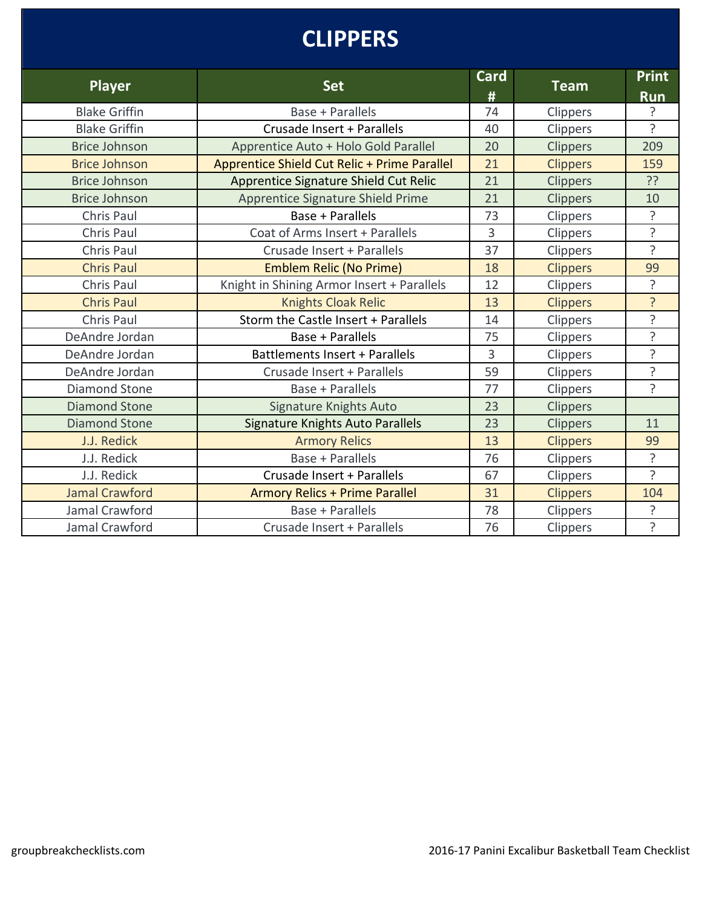# CLIPPERS

| Player | Set | Card # | Team | Print Run |
|---|---|---|---|---|
| Blake Griffin | Base + Parallels | 74 | Clippers | ? |
| Blake Griffin | Crusade Insert + Parallels | 40 | Clippers | ? |
| Brice Johnson | Apprentice Auto + Holo Gold Parallel | 20 | Clippers | 209 |
| Brice Johnson | Apprentice Shield Cut Relic + Prime Parallel | 21 | Clippers | 159 |
| Brice Johnson | Apprentice Signature Shield Cut Relic | 21 | Clippers | ?? |
| Brice Johnson | Apprentice Signature Shield Prime | 21 | Clippers | 10 |
| Chris Paul | Base + Parallels | 73 | Clippers | ? |
| Chris Paul | Coat of Arms Insert + Parallels | 3 | Clippers | ? |
| Chris Paul | Crusade Insert + Parallels | 37 | Clippers | ? |
| Chris Paul | Emblem Relic (No Prime) | 18 | Clippers | 99 |
| Chris Paul | Knight in Shining Armor Insert + Parallels | 12 | Clippers | ? |
| Chris Paul | Knights Cloak Relic | 13 | Clippers | ? |
| Chris Paul | Storm the Castle Insert + Parallels | 14 | Clippers | ? |
| DeAndre Jordan | Base + Parallels | 75 | Clippers | ? |
| DeAndre Jordan | Battlements Insert + Parallels | 3 | Clippers | ? |
| DeAndre Jordan | Crusade Insert + Parallels | 59 | Clippers | ? |
| Diamond Stone | Base + Parallels | 77 | Clippers | ? |
| Diamond Stone | Signature Knights Auto | 23 | Clippers | |
| Diamond Stone | Signature Knights Auto Parallels | 23 | Clippers | 11 |
| J.J. Redick | Armory Relics | 13 | Clippers | 99 |
| J.J. Redick | Base + Parallels | 76 | Clippers | ? |
| J.J. Redick | Crusade Insert + Parallels | 67 | Clippers | ? |
| Jamal Crawford | Armory Relics + Prime Parallel | 31 | Clippers | 104 |
| Jamal Crawford | Base + Parallels | 78 | Clippers | ? |
| Jamal Crawford | Crusade Insert + Parallels | 76 | Clippers | ? |

groupbreakchecklists.com

2016-17 Panini Excalibur Basketball Team Checklist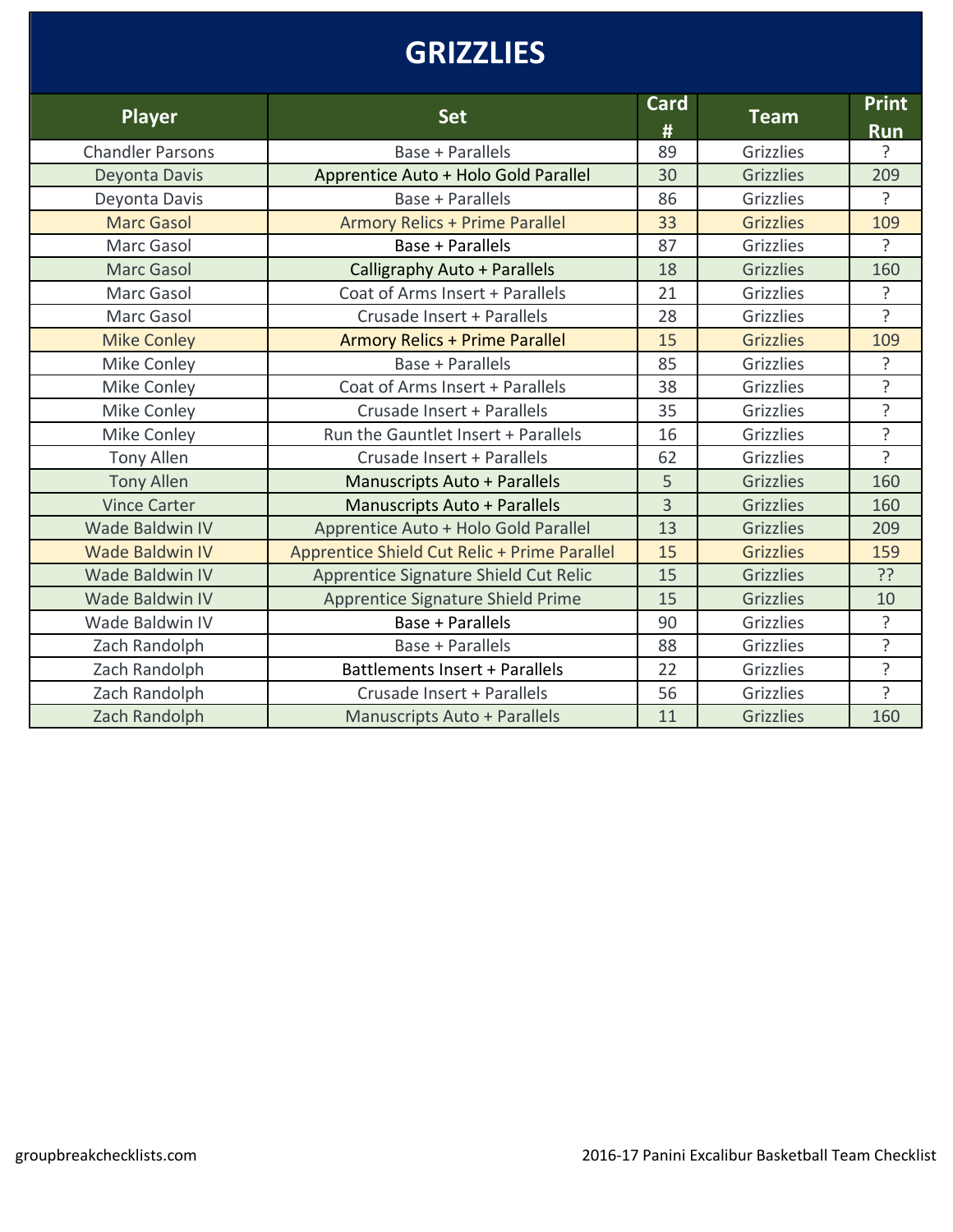# GRIZZLIES

| Player | Set | Card # | Team | Print Run |
|---|---|---|---|---|
| Chandler Parsons | Base + Parallels | 89 | Grizzlies | ? |
| Deyonta Davis | Apprentice Auto + Holo Gold Parallel | 30 | Grizzlies | 209 |
| Deyonta Davis | Base + Parallels | 86 | Grizzlies | ? |
| Marc Gasol | Armory Relics + Prime Parallel | 33 | Grizzlies | 109 |
| Marc Gasol | Base + Parallels | 87 | Grizzlies | ? |
| Marc Gasol | Calligraphy Auto + Parallels | 18 | Grizzlies | 160 |
| Marc Gasol | Coat of Arms Insert + Parallels | 21 | Grizzlies | ? |
| Marc Gasol | Crusade Insert + Parallels | 28 | Grizzlies | ? |
| Mike Conley | Armory Relics + Prime Parallel | 15 | Grizzlies | 109 |
| Mike Conley | Base + Parallels | 85 | Grizzlies | ? |
| Mike Conley | Coat of Arms Insert + Parallels | 38 | Grizzlies | ? |
| Mike Conley | Crusade Insert + Parallels | 35 | Grizzlies | ? |
| Mike Conley | Run the Gauntlet Insert + Parallels | 16 | Grizzlies | ? |
| Tony Allen | Crusade Insert + Parallels | 62 | Grizzlies | ? |
| Tony Allen | Manuscripts Auto + Parallels | 5 | Grizzlies | 160 |
| Vince Carter | Manuscripts Auto + Parallels | 3 | Grizzlies | 160 |
| Wade Baldwin IV | Apprentice Auto + Holo Gold Parallel | 13 | Grizzlies | 209 |
| Wade Baldwin IV | Apprentice Shield Cut Relic + Prime Parallel | 15 | Grizzlies | 159 |
| Wade Baldwin IV | Apprentice Signature Shield Cut Relic | 15 | Grizzlies | ?? |
| Wade Baldwin IV | Apprentice Signature Shield Prime | 15 | Grizzlies | 10 |
| Wade Baldwin IV | Base + Parallels | 90 | Grizzlies | ? |
| Zach Randolph | Base + Parallels | 88 | Grizzlies | ? |
| Zach Randolph | Battlements Insert + Parallels | 22 | Grizzlies | ? |
| Zach Randolph | Crusade Insert + Parallels | 56 | Grizzlies | ? |
| Zach Randolph | Manuscripts Auto + Parallels | 11 | Grizzlies | 160 |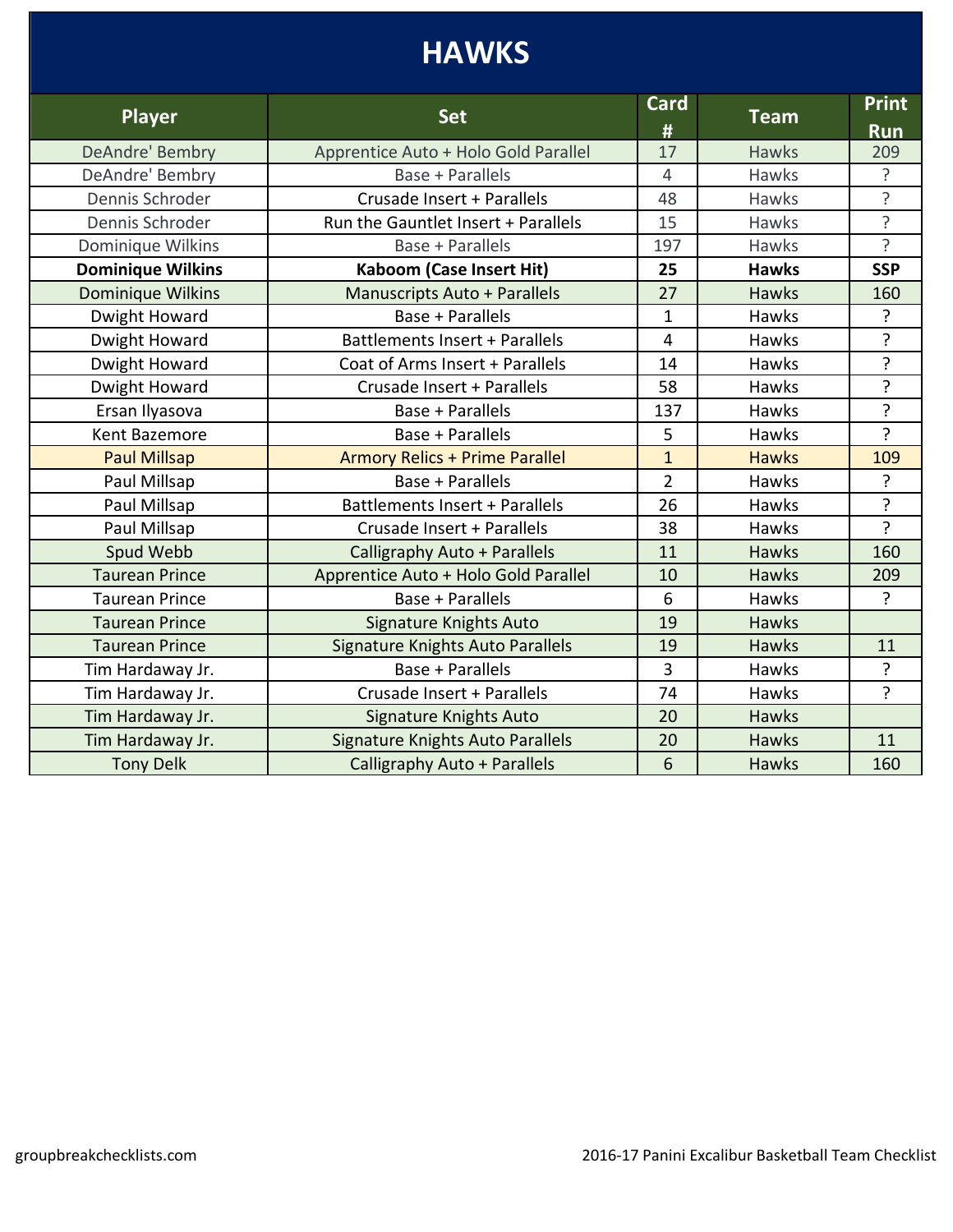# HAWKS

| Player | Set | Card # | Team | Print Run |
|---|---|---|---|---|
| DeAndre' Bembry | Apprentice Auto + Holo Gold Parallel | 17 | Hawks | 209 |
| DeAndre' Bembry | Base + Parallels | 4 | Hawks | ? |
| Dennis Schroder | Crusade Insert + Parallels | 48 | Hawks | ? |
| Dennis Schroder | Run the Gauntlet Insert + Parallels | 15 | Hawks | ? |
| Dominique Wilkins | Base + Parallels | 197 | Hawks | ? |
| **Dominique Wilkins** | **Kaboom (Case Insert Hit)** | **25** | **Hawks** | **SSP** |
| Dominique Wilkins | Manuscripts Auto + Parallels | 27 | Hawks | 160 |
| Dwight Howard | Base + Parallels | 1 | Hawks | ? |
| Dwight Howard | Battlements Insert + Parallels | 4 | Hawks | ? |
| Dwight Howard | Coat of Arms Insert + Parallels | 14 | Hawks | ? |
| Dwight Howard | Crusade Insert + Parallels | 58 | Hawks | ? |
| Ersan Ilyasova | Base + Parallels | 137 | Hawks | ? |
| Kent Bazemore | Base + Parallels | 5 | Hawks | ? |
| Paul Millsap | Armory Relics + Prime Parallel | 1 | Hawks | 109 |
| Paul Millsap | Base + Parallels | 2 | Hawks | ? |
| Paul Millsap | Battlements Insert + Parallels | 26 | Hawks | ? |
| Paul Millsap | Crusade Insert + Parallels | 38 | Hawks | ? |
| Spud Webb | Calligraphy Auto + Parallels | 11 | Hawks | 160 |
| Taurean Prince | Apprentice Auto + Holo Gold Parallel | 10 | Hawks | 209 |
| Taurean Prince | Base + Parallels | 6 | Hawks | ? |
| Taurean Prince | Signature Knights Auto | 19 | Hawks | |
| Taurean Prince | Signature Knights Auto Parallels | 19 | Hawks | 11 |
| Tim Hardaway Jr. | Base + Parallels | 3 | Hawks | ? |
| Tim Hardaway Jr. | Crusade Insert + Parallels | 74 | Hawks | ? |
| Tim Hardaway Jr. | Signature Knights Auto | 20 | Hawks | |
| Tim Hardaway Jr. | Signature Knights Auto Parallels | 20 | Hawks | 11 |
| Tony Delk | Calligraphy Auto + Parallels | 6 | Hawks | 160 |

groupbreakchecklists.com

2016-17 Panini Excalibur Basketball Team Checklist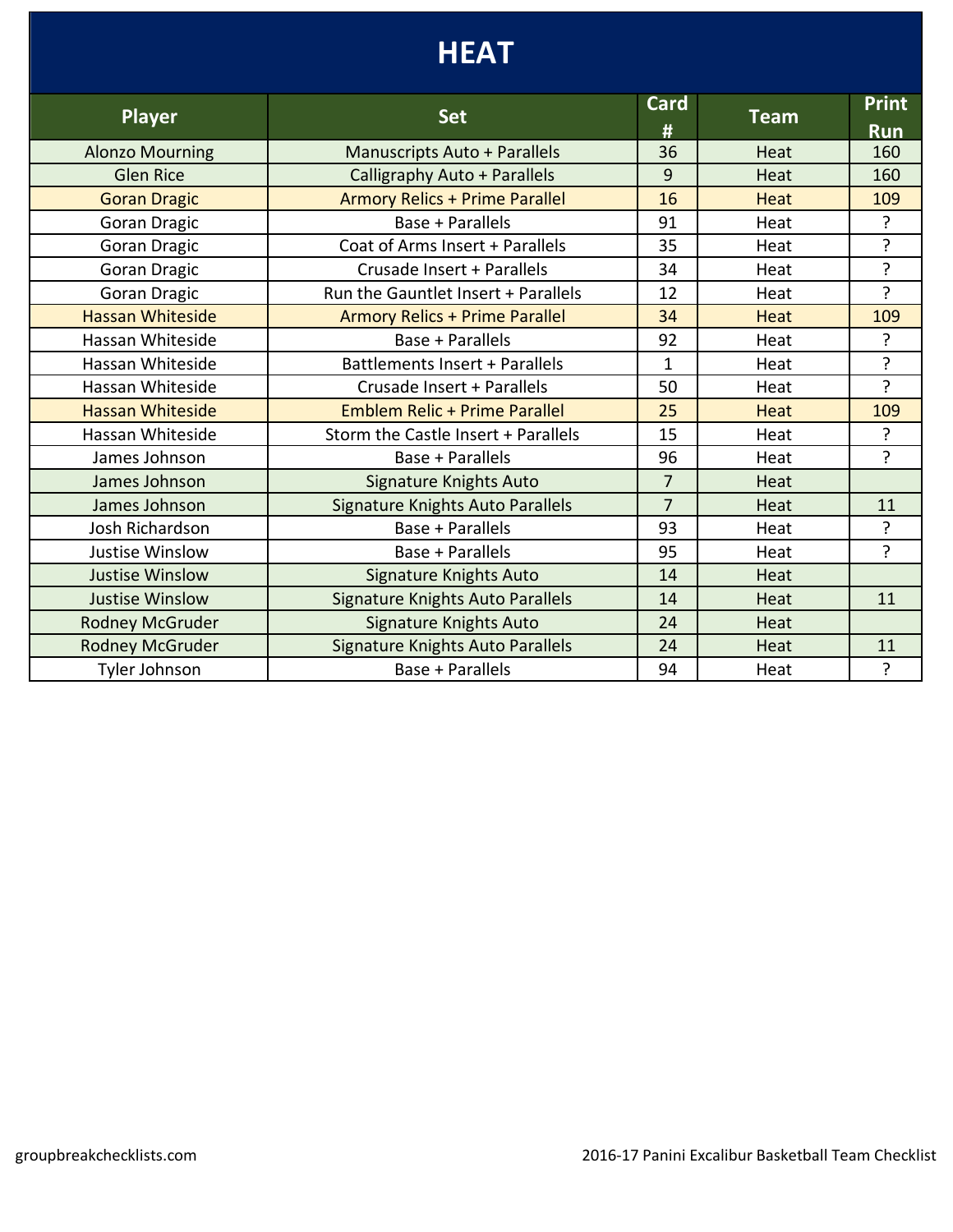# HEAT

| Player | Set | Card # | Team | Print Run |
|---|---|---|---|---|
| Alonzo Mourning | Manuscripts Auto + Parallels | 36 | Heat | 160 |
| Glen Rice | Calligraphy Auto + Parallels | 9 | Heat | 160 |
| Goran Dragic | Armory Relics + Prime Parallel | 16 | Heat | 109 |
| Goran Dragic | Base + Parallels | 91 | Heat | ? |
| Goran Dragic | Coat of Arms Insert + Parallels | 35 | Heat | ? |
| Goran Dragic | Crusade Insert + Parallels | 34 | Heat | ? |
| Goran Dragic | Run the Gauntlet Insert + Parallels | 12 | Heat | ? |
| Hassan Whiteside | Armory Relics + Prime Parallel | 34 | Heat | 109 |
| Hassan Whiteside | Base + Parallels | 92 | Heat | ? |
| Hassan Whiteside | Battlements Insert + Parallels | 1 | Heat | ? |
| Hassan Whiteside | Crusade Insert + Parallels | 50 | Heat | ? |
| Hassan Whiteside | Emblem Relic + Prime Parallel | 25 | Heat | 109 |
| Hassan Whiteside | Storm the Castle Insert + Parallels | 15 | Heat | ? |
| James Johnson | Base + Parallels | 96 | Heat | ? |
| James Johnson | Signature Knights Auto | 7 | Heat | |
| James Johnson | Signature Knights Auto Parallels | 7 | Heat | 11 |
| Josh Richardson | Base + Parallels | 93 | Heat | ? |
| Justise Winslow | Base + Parallels | 95 | Heat | ? |
| Justise Winslow | Signature Knights Auto | 14 | Heat | |
| Justise Winslow | Signature Knights Auto Parallels | 14 | Heat | 11 |
| Rodney McGruder | Signature Knights Auto | 24 | Heat | |
| Rodney McGruder | Signature Knights Auto Parallels | 24 | Heat | 11 |
| Tyler Johnson | Base + Parallels | 94 | Heat | ? |

groupbreakchecklists.com

2016-17 Panini Excalibur Basketball Team Checklist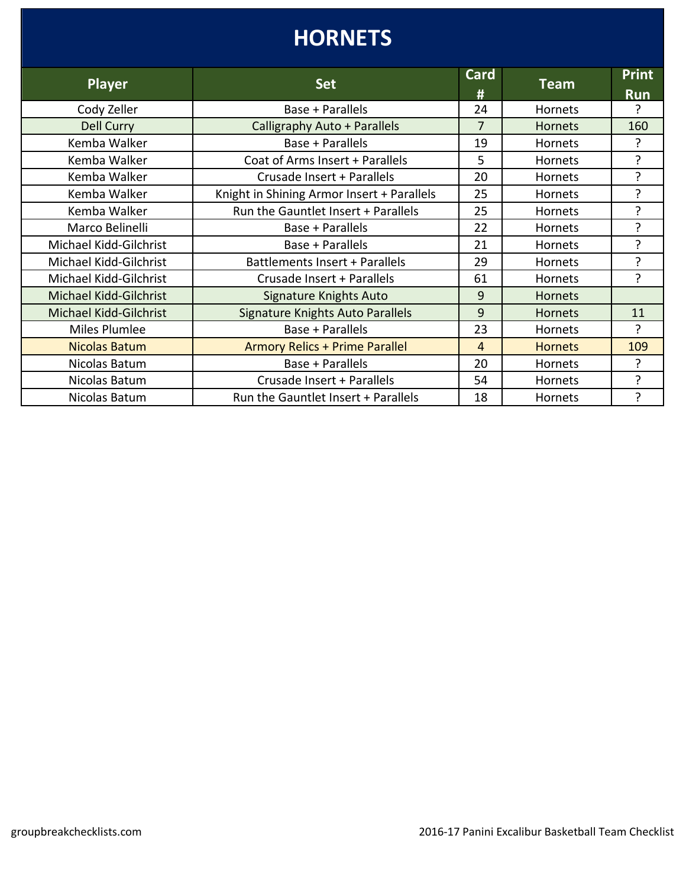# HORNETS

| Player | Set | Card # | Team | Print Run |
|---|---|---|---|---|
| Cody Zeller | Base + Parallels | 24 | Hornets | ? |
| Dell Curry | Calligraphy Auto + Parallels | 7 | Hornets | 160 |
| Kemba Walker | Base + Parallels | 19 | Hornets | ? |
| Kemba Walker | Coat of Arms Insert + Parallels | 5 | Hornets | ? |
| Kemba Walker | Crusade Insert + Parallels | 20 | Hornets | ? |
| Kemba Walker | Knight in Shining Armor Insert + Parallels | 25 | Hornets | ? |
| Kemba Walker | Run the Gauntlet Insert + Parallels | 25 | Hornets | ? |
| Marco Belinelli | Base + Parallels | 22 | Hornets | ? |
| Michael Kidd-Gilchrist | Base + Parallels | 21 | Hornets | ? |
| Michael Kidd-Gilchrist | Battlements Insert + Parallels | 29 | Hornets | ? |
| Michael Kidd-Gilchrist | Crusade Insert + Parallels | 61 | Hornets | ? |
| Michael Kidd-Gilchrist | Signature Knights Auto | 9 | Hornets | |
| Michael Kidd-Gilchrist | Signature Knights Auto Parallels | 9 | Hornets | 11 |
| Miles Plumlee | Base + Parallels | 23 | Hornets | ? |
| Nicolas Batum | Armory Relics + Prime Parallel | 4 | Hornets | 109 |
| Nicolas Batum | Base + Parallels | 20 | Hornets | ? |
| Nicolas Batum | Crusade Insert + Parallels | 54 | Hornets | ? |
| Nicolas Batum | Run the Gauntlet Insert + Parallels | 18 | Hornets | ? |

groupbreakchecklists.com

2016-17 Panini Excalibur Basketball Team Checklist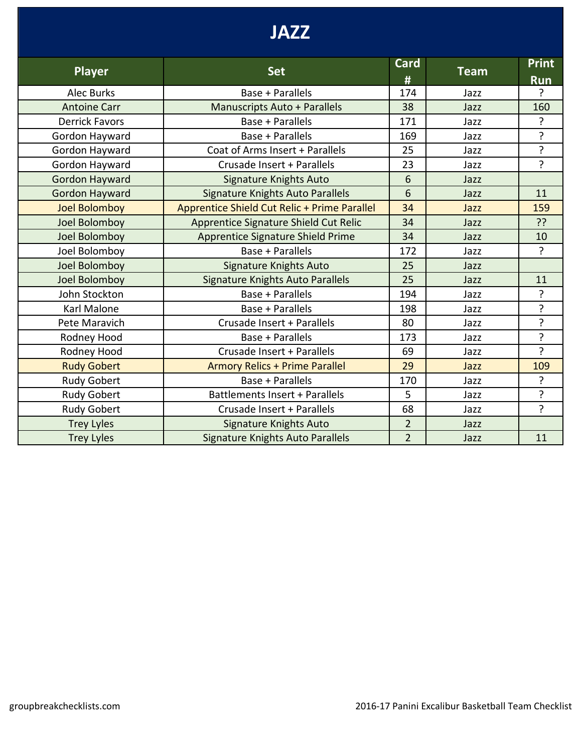# JAZZ

| Player | Set | Card # | Team | Print Run |
|---|---|---|---|---|
| Alec Burks | Base + Parallels | 174 | Jazz | ? |
| Antoine Carr | Manuscripts Auto + Parallels | 38 | Jazz | 160 |
| Derrick Favors | Base + Parallels | 171 | Jazz | ? |
| Gordon Hayward | Base + Parallels | 169 | Jazz | ? |
| Gordon Hayward | Coat of Arms Insert + Parallels | 25 | Jazz | ? |
| Gordon Hayward | Crusade Insert + Parallels | 23 | Jazz | ? |
| Gordon Hayward | Signature Knights Auto | 6 | Jazz | |
| Gordon Hayward | Signature Knights Auto Parallels | 6 | Jazz | 11 |
| Joel Bolomboy | Apprentice Shield Cut Relic + Prime Parallel | 34 | Jazz | 159 |
| Joel Bolomboy | Apprentice Signature Shield Cut Relic | 34 | Jazz | ?? |
| Joel Bolomboy | Apprentice Signature Shield Prime | 34 | Jazz | 10 |
| Joel Bolomboy | Base + Parallels | 172 | Jazz | ? |
| Joel Bolomboy | Signature Knights Auto | 25 | Jazz | |
| Joel Bolomboy | Signature Knights Auto Parallels | 25 | Jazz | 11 |
| John Stockton | Base + Parallels | 194 | Jazz | ? |
| Karl Malone | Base + Parallels | 198 | Jazz | ? |
| Pete Maravich | Crusade Insert + Parallels | 80 | Jazz | ? |
| Rodney Hood | Base + Parallels | 173 | Jazz | ? |
| Rodney Hood | Crusade Insert + Parallels | 69 | Jazz | ? |
| Rudy Gobert | Armory Relics + Prime Parallel | 29 | Jazz | 109 |
| Rudy Gobert | Base + Parallels | 170 | Jazz | ? |
| Rudy Gobert | Battlements Insert + Parallels | 5 | Jazz | ? |
| Rudy Gobert | Crusade Insert + Parallels | 68 | Jazz | ? |
| Trey Lyles | Signature Knights Auto | 2 | Jazz | |
| Trey Lyles | Signature Knights Auto Parallels | 2 | Jazz | 11 |

groupbreakchecklists.com

2016-17 Panini Excalibur Basketball Team Checklist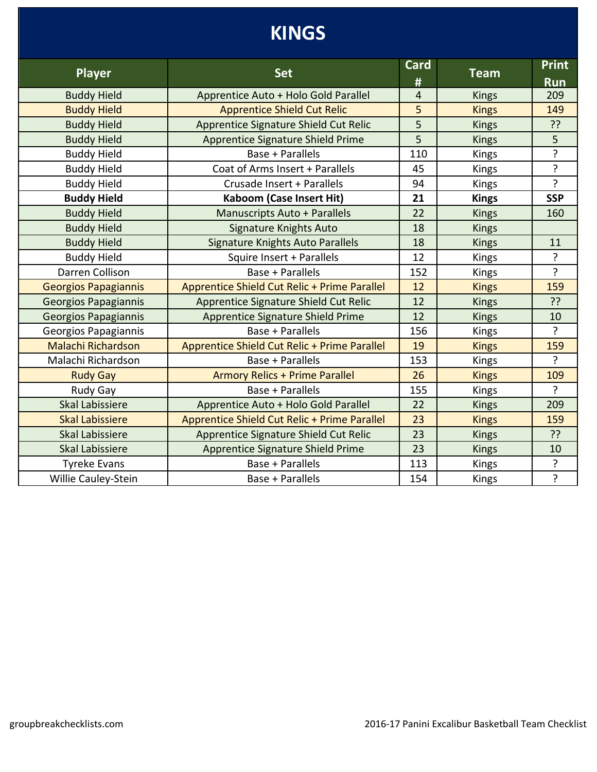# KINGS

| Player | Set | Card # | Team | Print Run |
|---|---|---|---|---|
| Buddy Hield | Apprentice Auto + Holo Gold Parallel | 4 | Kings | 209 |
| Buddy Hield | Apprentice Shield Cut Relic | 5 | Kings | 149 |
| Buddy Hield | Apprentice Signature Shield Cut Relic | 5 | Kings | ?? |
| Buddy Hield | Apprentice Signature Shield Prime | 5 | Kings | 5 |
| Buddy Hield | Base + Parallels | 110 | Kings | ? |
| Buddy Hield | Coat of Arms Insert + Parallels | 45 | Kings | ? |
| Buddy Hield | Crusade Insert + Parallels | 94 | Kings | ? |
| **Buddy Hield** | **Kaboom (Case Insert Hit)** | **21** | **Kings** | **SSP** |
| Buddy Hield | Manuscripts Auto + Parallels | 22 | Kings | 160 |
| Buddy Hield | Signature Knights Auto | 18 | Kings | |
| Buddy Hield | Signature Knights Auto Parallels | 18 | Kings | 11 |
| Buddy Hield | Squire Insert + Parallels | 12 | Kings | ? |
| Darren Collison | Base + Parallels | 152 | Kings | ? |
| Georgios Papagiannis | Apprentice Shield Cut Relic + Prime Parallel | 12 | Kings | 159 |
| Georgios Papagiannis | Apprentice Signature Shield Cut Relic | 12 | Kings | ?? |
| Georgios Papagiannis | Apprentice Signature Shield Prime | 12 | Kings | 10 |
| Georgios Papagiannis | Base + Parallels | 156 | Kings | ? |
| Malachi Richardson | Apprentice Shield Cut Relic + Prime Parallel | 19 | Kings | 159 |
| Malachi Richardson | Base + Parallels | 153 | Kings | ? |
| Rudy Gay | Armory Relics + Prime Parallel | 26 | Kings | 109 |
| Rudy Gay | Base + Parallels | 155 | Kings | ? |
| Skal Labissiere | Apprentice Auto + Holo Gold Parallel | 22 | Kings | 209 |
| Skal Labissiere | Apprentice Shield Cut Relic + Prime Parallel | 23 | Kings | 159 |
| Skal Labissiere | Apprentice Signature Shield Cut Relic | 23 | Kings | ?? |
| Skal Labissiere | Apprentice Signature Shield Prime | 23 | Kings | 10 |
| Tyreke Evans | Base + Parallels | 113 | Kings | ? |
| Willie Cauley-Stein | Base + Parallels | 154 | Kings | ? |

groupbreakchecklists.com

2016-17 Panini Excalibur Basketball Team Checklist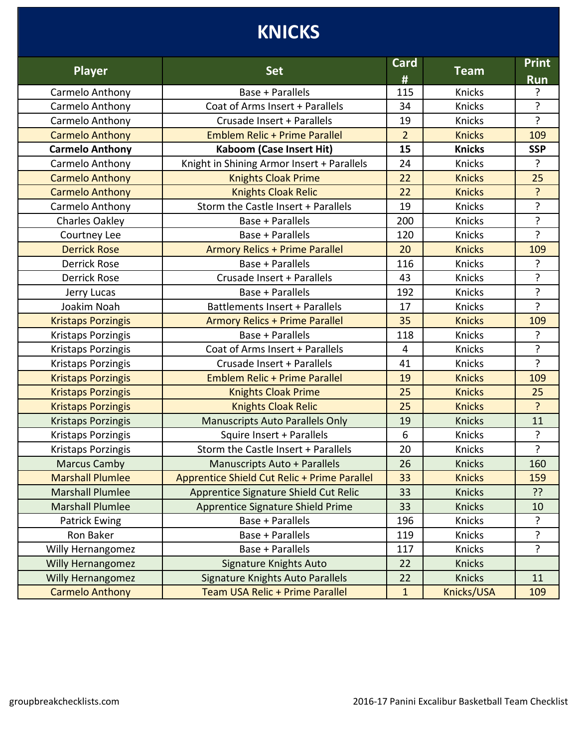# KNICKS

| Player | Set | Card # | Team | Print Run |
|---|---|---|---|---|
| Carmelo Anthony | Base + Parallels | 115 | Knicks | ? |
| Carmelo Anthony | Coat of Arms Insert + Parallels | 34 | Knicks | ? |
| Carmelo Anthony | Crusade Insert + Parallels | 19 | Knicks | ? |
| Carmelo Anthony | Emblem Relic + Prime Parallel | 2 | Knicks | 109 |
| **Carmelo Anthony** | **Kaboom (Case Insert Hit)** | **15** | **Knicks** | **SSP** |
| Carmelo Anthony | Knight in Shining Armor Insert + Parallels | 24 | Knicks | ? |
| Carmelo Anthony | Knights Cloak Prime | 22 | Knicks | 25 |
| Carmelo Anthony | Knights Cloak Relic | 22 | Knicks | ? |
| Carmelo Anthony | Storm the Castle Insert + Parallels | 19 | Knicks | ? |
| Charles Oakley | Base + Parallels | 200 | Knicks | ? |
| Courtney Lee | Base + Parallels | 120 | Knicks | ? |
| Derrick Rose | Armory Relics + Prime Parallel | 20 | Knicks | 109 |
| Derrick Rose | Base + Parallels | 116 | Knicks | ? |
| Derrick Rose | Crusade Insert + Parallels | 43 | Knicks | ? |
| Jerry Lucas | Base + Parallels | 192 | Knicks | ? |
| Joakim Noah | Battlements Insert + Parallels | 17 | Knicks | ? |
| Kristaps Porzingis | Armory Relics + Prime Parallel | 35 | Knicks | 109 |
| Kristaps Porzingis | Base + Parallels | 118 | Knicks | ? |
| Kristaps Porzingis | Coat of Arms Insert + Parallels | 4 | Knicks | ? |
| Kristaps Porzingis | Crusade Insert + Parallels | 41 | Knicks | ? |
| Kristaps Porzingis | Emblem Relic + Prime Parallel | 19 | Knicks | 109 |
| Kristaps Porzingis | Knights Cloak Prime | 25 | Knicks | 25 |
| Kristaps Porzingis | Knights Cloak Relic | 25 | Knicks | ? |
| Kristaps Porzingis | Manuscripts Auto Parallels Only | 19 | Knicks | 11 |
| Kristaps Porzingis | Squire Insert + Parallels | 6 | Knicks | ? |
| Kristaps Porzingis | Storm the Castle Insert + Parallels | 20 | Knicks | ? |
| Marcus Camby | Manuscripts Auto + Parallels | 26 | Knicks | 160 |
| Marshall Plumlee | Apprentice Shield Cut Relic + Prime Parallel | 33 | Knicks | 159 |
| Marshall Plumlee | Apprentice Signature Shield Cut Relic | 33 | Knicks | ?? |
| Marshall Plumlee | Apprentice Signature Shield Prime | 33 | Knicks | 10 |
| Patrick Ewing | Base + Parallels | 196 | Knicks | ? |
| Ron Baker | Base + Parallels | 119 | Knicks | ? |
| Willy Hernangomez | Base + Parallels | 117 | Knicks | ? |
| Willy Hernangomez | Signature Knights Auto | 22 | Knicks | |
| Willy Hernangomez | Signature Knights Auto Parallels | 22 | Knicks | 11 |
| Carmelo Anthony | Team USA Relic + Prime Parallel | 1 | Knicks/USA | 109 |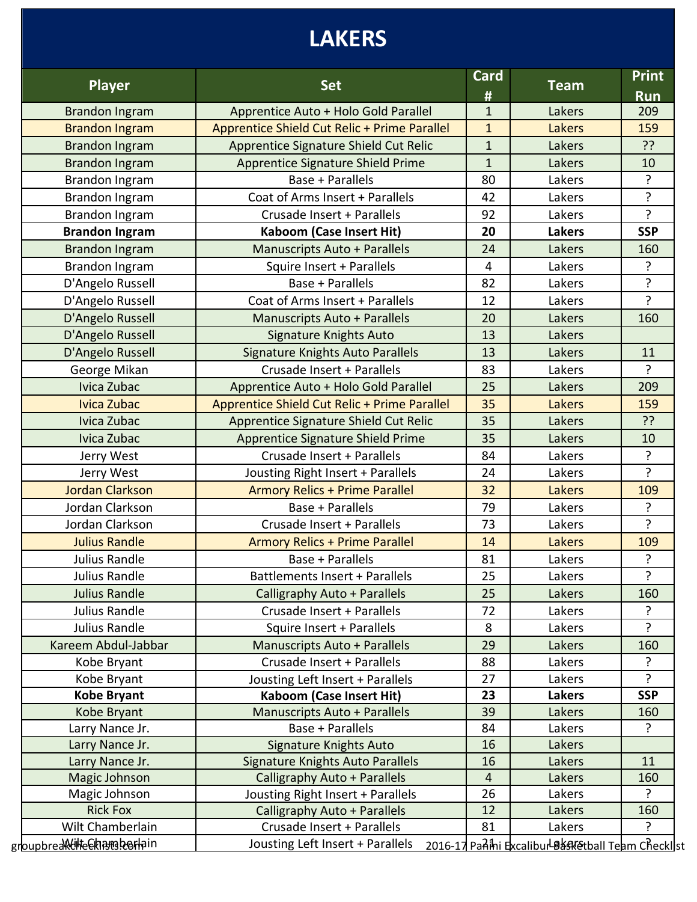# LAKERS

| Player | Set | Card # | Team | Print Run |
|---|---|---|---|---|
| Brandon Ingram | Apprentice Auto + Holo Gold Parallel | 1 | Lakers | 209 |
| Brandon Ingram | Apprentice Shield Cut Relic + Prime Parallel | 1 | Lakers | 159 |
| Brandon Ingram | Apprentice Signature Shield Cut Relic | 1 | Lakers | ?? |
| Brandon Ingram | Apprentice Signature Shield Prime | 1 | Lakers | 10 |
| Brandon Ingram | Base + Parallels | 80 | Lakers | ? |
| Brandon Ingram | Coat of Arms Insert + Parallels | 42 | Lakers | ? |
| Brandon Ingram | Crusade Insert + Parallels | 92 | Lakers | ? |
| **Brandon Ingram** | **Kaboom (Case Insert Hit)** | **20** | **Lakers** | **SSP** |
| Brandon Ingram | Manuscripts Auto + Parallels | 24 | Lakers | 160 |
| Brandon Ingram | Squire Insert + Parallels | 4 | Lakers | ? |
| D'Angelo Russell | Base + Parallels | 82 | Lakers | ? |
| D'Angelo Russell | Coat of Arms Insert + Parallels | 12 | Lakers | ? |
| D'Angelo Russell | Manuscripts Auto + Parallels | 20 | Lakers | 160 |
| D'Angelo Russell | Signature Knights Auto | 13 | Lakers | |
| D'Angelo Russell | Signature Knights Auto Parallels | 13 | Lakers | 11 |
| George Mikan | Crusade Insert + Parallels | 83 | Lakers | ? |
| Ivica Zubac | Apprentice Auto + Holo Gold Parallel | 25 | Lakers | 209 |
| Ivica Zubac | Apprentice Shield Cut Relic + Prime Parallel | 35 | Lakers | 159 |
| Ivica Zubac | Apprentice Signature Shield Cut Relic | 35 | Lakers | ?? |
| Ivica Zubac | Apprentice Signature Shield Prime | 35 | Lakers | 10 |
| Jerry West | Crusade Insert + Parallels | 84 | Lakers | ? |
| Jerry West | Jousting Right Insert + Parallels | 24 | Lakers | ? |
| Jordan Clarkson | Armory Relics + Prime Parallel | 32 | Lakers | 109 |
| Jordan Clarkson | Base + Parallels | 79 | Lakers | ? |
| Jordan Clarkson | Crusade Insert + Parallels | 73 | Lakers | ? |
| Julius Randle | Armory Relics + Prime Parallel | 14 | Lakers | 109 |
| Julius Randle | Base + Parallels | 81 | Lakers | ? |
| Julius Randle | Battlements Insert + Parallels | 25 | Lakers | ? |
| Julius Randle | Calligraphy Auto + Parallels | 25 | Lakers | 160 |
| Julius Randle | Crusade Insert + Parallels | 72 | Lakers | ? |
| Julius Randle | Squire Insert + Parallels | 8 | Lakers | ? |
| Kareem Abdul-Jabbar | Manuscripts Auto + Parallels | 29 | Lakers | 160 |
| Kobe Bryant | Crusade Insert + Parallels | 88 | Lakers | ? |
| Kobe Bryant | Jousting Left Insert + Parallels | 27 | Lakers | ? |
| **Kobe Bryant** | **Kaboom (Case Insert Hit)** | **23** | **Lakers** | **SSP** |
| Kobe Bryant | Manuscripts Auto + Parallels | 39 | Lakers | 160 |
| Larry Nance Jr. | Base + Parallels | 84 | Lakers | ? |
| Larry Nance Jr. | Signature Knights Auto | 16 | Lakers | |
| Larry Nance Jr. | Signature Knights Auto Parallels | 16 | Lakers | 11 |
| Magic Johnson | Calligraphy Auto + Parallels | 4 | Lakers | 160 |
| Magic Johnson | Jousting Right Insert + Parallels | 26 | Lakers | ? |
| Rick Fox | Calligraphy Auto + Parallels | 12 | Lakers | 160 |
| Wilt Chamberlain | Crusade Insert + Parallels | 81 | Lakers | ? |
| Wilt Chamberlain | Jousting Left Insert + Parallels | 21 | Lakers | ? |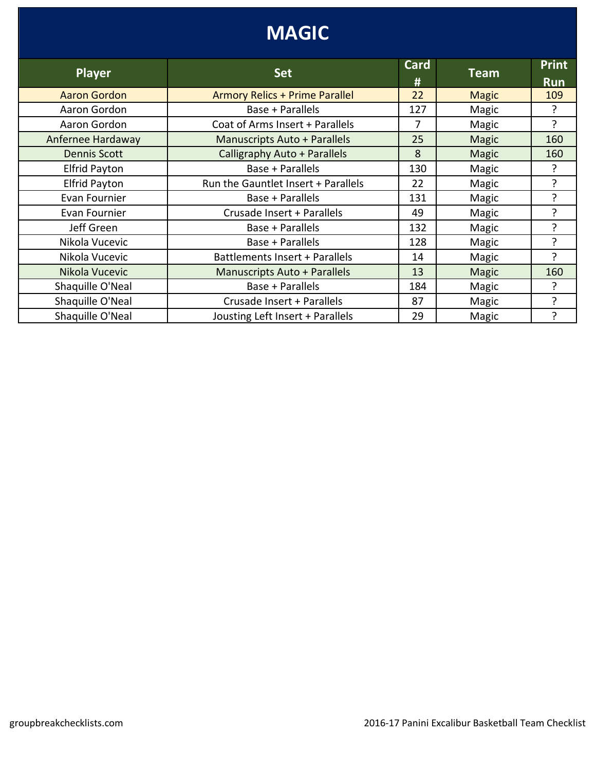# MAGIC

| Player | Set | Card # | Team | Print Run |
|---|---|---|---|---|
| Aaron Gordon | Armory Relics + Prime Parallel | 22 | Magic | 109 |
| Aaron Gordon | Base + Parallels | 127 | Magic | ? |
| Aaron Gordon | Coat of Arms Insert + Parallels | 7 | Magic | ? |
| Anfernee Hardaway | Manuscripts Auto + Parallels | 25 | Magic | 160 |
| Dennis Scott | Calligraphy Auto + Parallels | 8 | Magic | 160 |
| Elfrid Payton | Base + Parallels | 130 | Magic | ? |
| Elfrid Payton | Run the Gauntlet Insert + Parallels | 22 | Magic | ? |
| Evan Fournier | Base + Parallels | 131 | Magic | ? |
| Evan Fournier | Crusade Insert + Parallels | 49 | Magic | ? |
| Jeff Green | Base + Parallels | 132 | Magic | ? |
| Nikola Vucevic | Base + Parallels | 128 | Magic | ? |
| Nikola Vucevic | Battlements Insert + Parallels | 14 | Magic | ? |
| Nikola Vucevic | Manuscripts Auto + Parallels | 13 | Magic | 160 |
| Shaquille O'Neal | Base + Parallels | 184 | Magic | ? |
| Shaquille O'Neal | Crusade Insert + Parallels | 87 | Magic | ? |
| Shaquille O'Neal | Jousting Left Insert + Parallels | 29 | Magic | ? |

groupbreakchecklists.com

2016-17 Panini Excalibur Basketball Team Checklist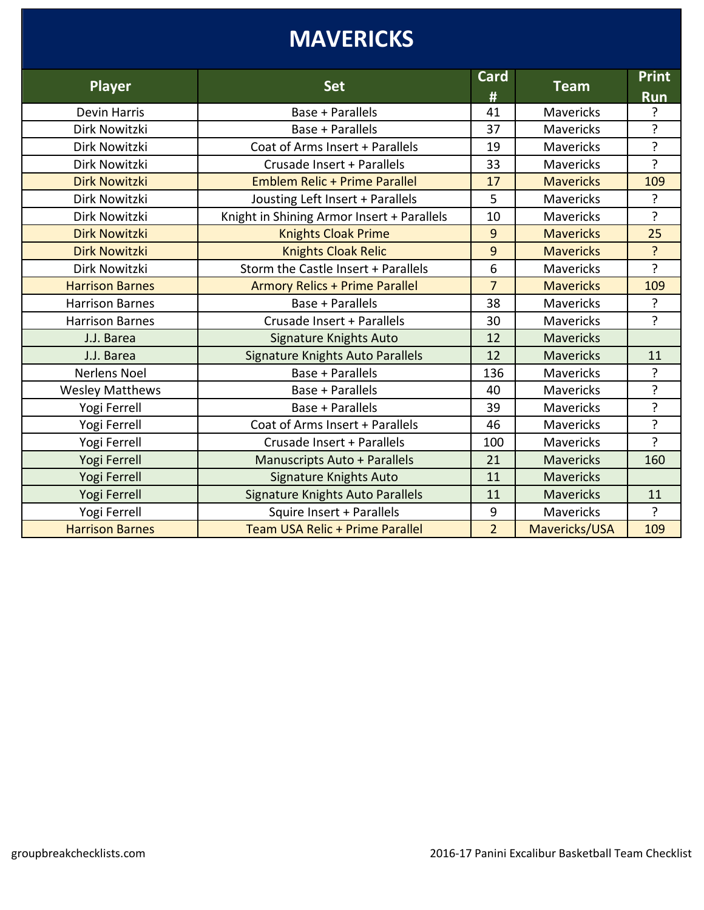# MAVERICKS

| Player | Set | Card # | Team | Print Run |
|---|---|---|---|---|
| Devin Harris | Base + Parallels | 41 | Mavericks | ? |
| Dirk Nowitzki | Base + Parallels | 37 | Mavericks | ? |
| Dirk Nowitzki | Coat of Arms Insert + Parallels | 19 | Mavericks | ? |
| Dirk Nowitzki | Crusade Insert + Parallels | 33 | Mavericks | ? |
| Dirk Nowitzki | Emblem Relic + Prime Parallel | 17 | Mavericks | 109 |
| Dirk Nowitzki | Jousting Left Insert + Parallels | 5 | Mavericks | ? |
| Dirk Nowitzki | Knight in Shining Armor Insert + Parallels | 10 | Mavericks | ? |
| Dirk Nowitzki | Knights Cloak Prime | 9 | Mavericks | 25 |
| Dirk Nowitzki | Knights Cloak Relic | 9 | Mavericks | ? |
| Dirk Nowitzki | Storm the Castle Insert + Parallels | 6 | Mavericks | ? |
| Harrison Barnes | Armory Relics + Prime Parallel | 7 | Mavericks | 109 |
| Harrison Barnes | Base + Parallels | 38 | Mavericks | ? |
| Harrison Barnes | Crusade Insert + Parallels | 30 | Mavericks | ? |
| J.J. Barea | Signature Knights Auto | 12 | Mavericks | |
| J.J. Barea | Signature Knights Auto Parallels | 12 | Mavericks | 11 |
| Nerlens Noel | Base + Parallels | 136 | Mavericks | ? |
| Wesley Matthews | Base + Parallels | 40 | Mavericks | ? |
| Yogi Ferrell | Base + Parallels | 39 | Mavericks | ? |
| Yogi Ferrell | Coat of Arms Insert + Parallels | 46 | Mavericks | ? |
| Yogi Ferrell | Crusade Insert + Parallels | 100 | Mavericks | ? |
| Yogi Ferrell | Manuscripts Auto + Parallels | 21 | Mavericks | 160 |
| Yogi Ferrell | Signature Knights Auto | 11 | Mavericks | |
| Yogi Ferrell | Signature Knights Auto Parallels | 11 | Mavericks | 11 |
| Yogi Ferrell | Squire Insert + Parallels | 9 | Mavericks | ? |
| Harrison Barnes | Team USA Relic + Prime Parallel | 2 | Mavericks/USA | 109 |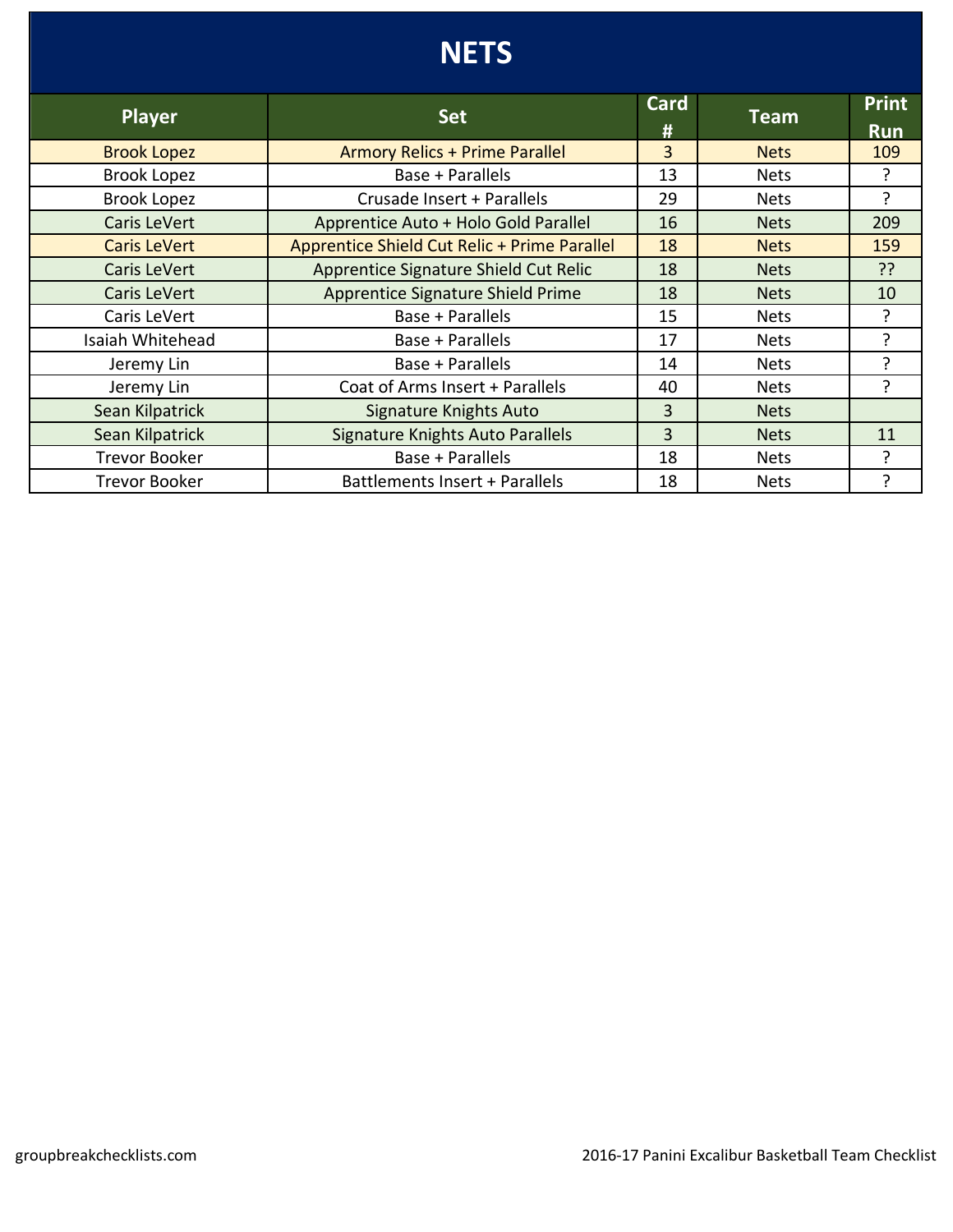# NETS

| Player | Set | Card # | Team | Print Run |
|---|---|---|---|---|
| Brook Lopez | Armory Relics + Prime Parallel | 3 | Nets | 109 |
| Brook Lopez | Base + Parallels | 13 | Nets | ? |
| Brook Lopez | Crusade Insert + Parallels | 29 | Nets | ? |
| Caris LeVert | Apprentice Auto + Holo Gold Parallel | 16 | Nets | 209 |
| Caris LeVert | Apprentice Shield Cut Relic + Prime Parallel | 18 | Nets | 159 |
| Caris LeVert | Apprentice Signature Shield Cut Relic | 18 | Nets | ?? |
| Caris LeVert | Apprentice Signature Shield Prime | 18 | Nets | 10 |
| Caris LeVert | Base + Parallels | 15 | Nets | ? |
| Isaiah Whitehead | Base + Parallels | 17 | Nets | ? |
| Jeremy Lin | Base + Parallels | 14 | Nets | ? |
| Jeremy Lin | Coat of Arms Insert + Parallels | 40 | Nets | ? |
| Sean Kilpatrick | Signature Knights Auto | 3 | Nets | |
| Sean Kilpatrick | Signature Knights Auto Parallels | 3 | Nets | 11 |
| Trevor Booker | Base + Parallels | 18 | Nets | ? |
| Trevor Booker | Battlements Insert + Parallels | 18 | Nets | ? |

groupbreakchecklists.com

2016-17 Panini Excalibur Basketball Team Checklist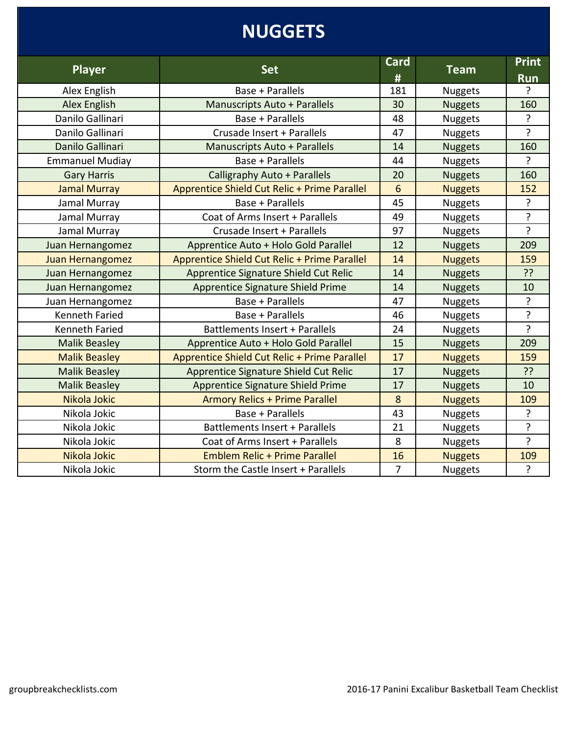# NUGGETS

| Player | Set | Card # | Team | Print Run |
|---|---|---|---|---|
| Alex English | Base + Parallels | 181 | Nuggets | ? |
| Alex English | Manuscripts Auto + Parallels | 30 | Nuggets | 160 |
| Danilo Gallinari | Base + Parallels | 48 | Nuggets | ? |
| Danilo Gallinari | Crusade Insert + Parallels | 47 | Nuggets | ? |
| Danilo Gallinari | Manuscripts Auto + Parallels | 14 | Nuggets | 160 |
| Emmanuel Mudiay | Base + Parallels | 44 | Nuggets | ? |
| Gary Harris | Calligraphy Auto + Parallels | 20 | Nuggets | 160 |
| Jamal Murray | Apprentice Shield Cut Relic + Prime Parallel | 6 | Nuggets | 152 |
| Jamal Murray | Base + Parallels | 45 | Nuggets | ? |
| Jamal Murray | Coat of Arms Insert + Parallels | 49 | Nuggets | ? |
| Jamal Murray | Crusade Insert + Parallels | 97 | Nuggets | ? |
| Juan Hernangomez | Apprentice Auto + Holo Gold Parallel | 12 | Nuggets | 209 |
| Juan Hernangomez | Apprentice Shield Cut Relic + Prime Parallel | 14 | Nuggets | 159 |
| Juan Hernangomez | Apprentice Signature Shield Cut Relic | 14 | Nuggets | ?? |
| Juan Hernangomez | Apprentice Signature Shield Prime | 14 | Nuggets | 10 |
| Juan Hernangomez | Base + Parallels | 47 | Nuggets | ? |
| Kenneth Faried | Base + Parallels | 46 | Nuggets | ? |
| Kenneth Faried | Battlements Insert + Parallels | 24 | Nuggets | ? |
| Malik Beasley | Apprentice Auto + Holo Gold Parallel | 15 | Nuggets | 209 |
| Malik Beasley | Apprentice Shield Cut Relic + Prime Parallel | 17 | Nuggets | 159 |
| Malik Beasley | Apprentice Signature Shield Cut Relic | 17 | Nuggets | ?? |
| Malik Beasley | Apprentice Signature Shield Prime | 17 | Nuggets | 10 |
| Nikola Jokic | Armory Relics + Prime Parallel | 8 | Nuggets | 109 |
| Nikola Jokic | Base + Parallels | 43 | Nuggets | ? |
| Nikola Jokic | Battlements Insert + Parallels | 21 | Nuggets | ? |
| Nikola Jokic | Coat of Arms Insert + Parallels | 8 | Nuggets | ? |
| Nikola Jokic | Emblem Relic + Prime Parallel | 16 | Nuggets | 109 |
| Nikola Jokic | Storm the Castle Insert + Parallels | 7 | Nuggets | ? |

groupbreakchecklists.com

2016-17 Panini Excalibur Basketball Team Checklist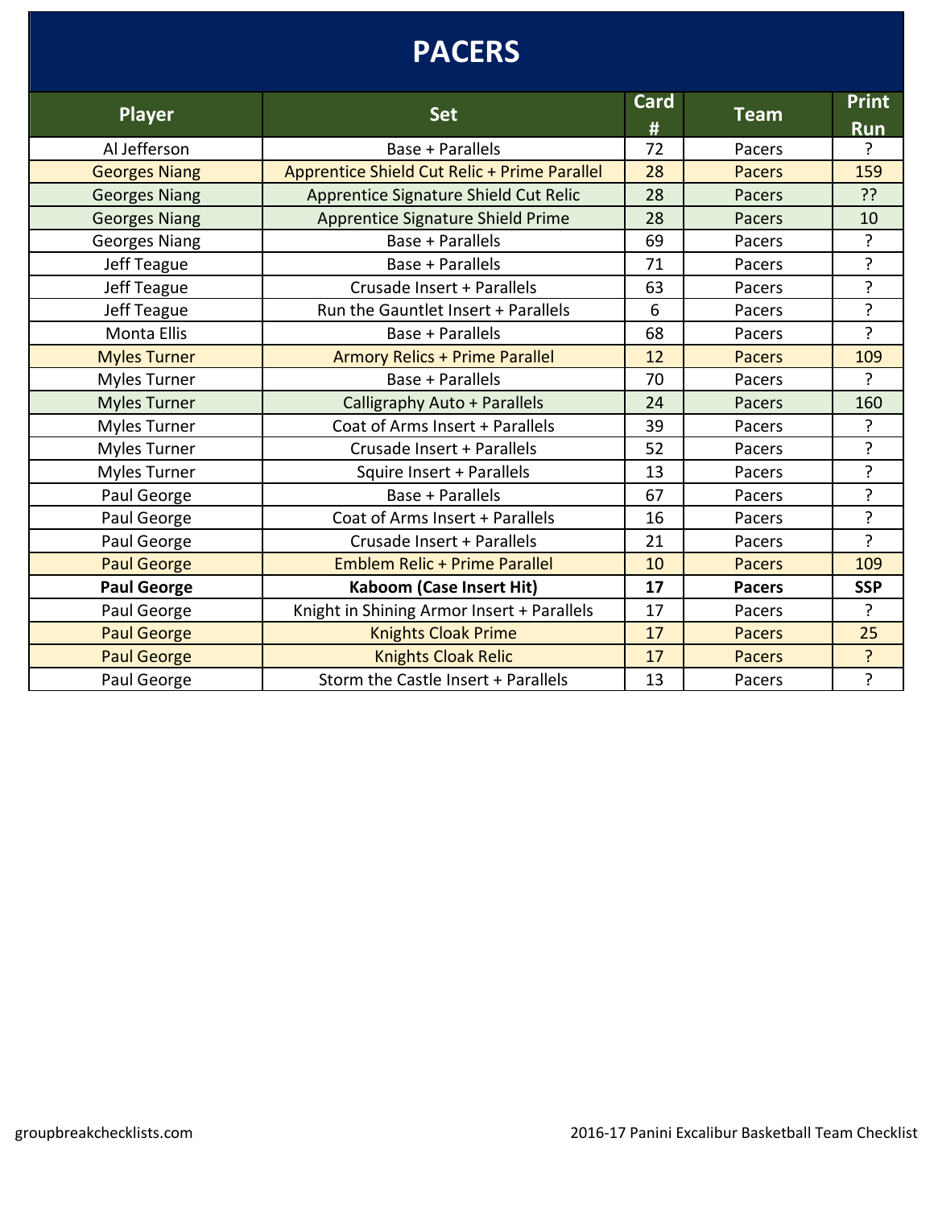# PACERS

| Player | Set | Card # | Team | Print Run |
|---|---|---|---|---|
| Al Jefferson | Base + Parallels | 72 | Pacers | ? |
| Georges Niang | Apprentice Shield Cut Relic + Prime Parallel | 28 | Pacers | 159 |
| Georges Niang | Apprentice Signature Shield Cut Relic | 28 | Pacers | ?? |
| Georges Niang | Apprentice Signature Shield Prime | 28 | Pacers | 10 |
| Georges Niang | Base + Parallels | 69 | Pacers | ? |
| Jeff Teague | Base + Parallels | 71 | Pacers | ? |
| Jeff Teague | Crusade Insert + Parallels | 63 | Pacers | ? |
| Jeff Teague | Run the Gauntlet Insert + Parallels | 6 | Pacers | ? |
| Monta Ellis | Base + Parallels | 68 | Pacers | ? |
| Myles Turner | Armory Relics + Prime Parallel | 12 | Pacers | 109 |
| Myles Turner | Base + Parallels | 70 | Pacers | ? |
| Myles Turner | Calligraphy Auto + Parallels | 24 | Pacers | 160 |
| Myles Turner | Coat of Arms Insert + Parallels | 39 | Pacers | ? |
| Myles Turner | Crusade Insert + Parallels | 52 | Pacers | ? |
| Myles Turner | Squire Insert + Parallels | 13 | Pacers | ? |
| Paul George | Base + Parallels | 67 | Pacers | ? |
| Paul George | Coat of Arms Insert + Parallels | 16 | Pacers | ? |
| Paul George | Crusade Insert + Parallels | 21 | Pacers | ? |
| Paul George | Emblem Relic + Prime Parallel | 10 | Pacers | 109 |
| **Paul George** | **Kaboom (Case Insert Hit)** | **17** | **Pacers** | **SSP** |
| Paul George | Knight in Shining Armor Insert + Parallels | 17 | Pacers | ? |
| Paul George | Knights Cloak Prime | 17 | Pacers | 25 |
| Paul George | Knights Cloak Relic | 17 | Pacers | ? |
| Paul George | Storm the Castle Insert + Parallels | 13 | Pacers | ? |

groupbreakchecklists.com

2016-17 Panini Excalibur Basketball Team Checklist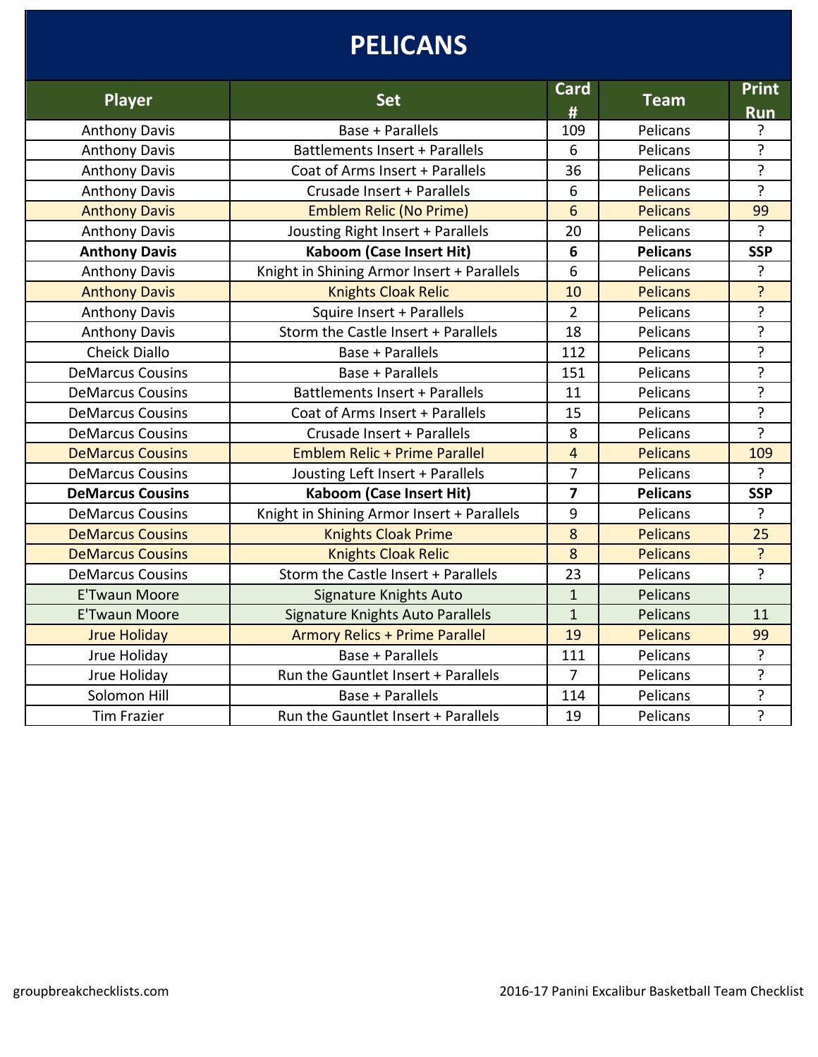# PELICANS

| Player | Set | Card # | Team | Print Run |
|---|---|---|---|---|
| Anthony Davis | Base + Parallels | 109 | Pelicans | ? |
| Anthony Davis | Battlements Insert + Parallels | 6 | Pelicans | ? |
| Anthony Davis | Coat of Arms Insert + Parallels | 36 | Pelicans | ? |
| Anthony Davis | Crusade Insert + Parallels | 6 | Pelicans | ? |
| Anthony Davis | Emblem Relic (No Prime) | 6 | Pelicans | 99 |
| Anthony Davis | Jousting Right Insert + Parallels | 20 | Pelicans | ? |
| **Anthony Davis** | **Kaboom (Case Insert Hit)** | **6** | **Pelicans** | **SSP** |
| Anthony Davis | Knight in Shining Armor Insert + Parallels | 6 | Pelicans | ? |
| Anthony Davis | Knights Cloak Relic | 10 | Pelicans | ? |
| Anthony Davis | Squire Insert + Parallels | 2 | Pelicans | ? |
| Anthony Davis | Storm the Castle Insert + Parallels | 18 | Pelicans | ? |
| Cheick Diallo | Base + Parallels | 112 | Pelicans | ? |
| DeMarcus Cousins | Base + Parallels | 151 | Pelicans | ? |
| DeMarcus Cousins | Battlements Insert + Parallels | 11 | Pelicans | ? |
| DeMarcus Cousins | Coat of Arms Insert + Parallels | 15 | Pelicans | ? |
| DeMarcus Cousins | Crusade Insert + Parallels | 8 | Pelicans | ? |
| DeMarcus Cousins | Emblem Relic + Prime Parallel | 4 | Pelicans | 109 |
| DeMarcus Cousins | Jousting Left Insert + Parallels | 7 | Pelicans | ? |
| **DeMarcus Cousins** | **Kaboom (Case Insert Hit)** | **7** | **Pelicans** | **SSP** |
| DeMarcus Cousins | Knight in Shining Armor Insert + Parallels | 9 | Pelicans | ? |
| DeMarcus Cousins | Knights Cloak Prime | 8 | Pelicans | 25 |
| DeMarcus Cousins | Knights Cloak Relic | 8 | Pelicans | ? |
| DeMarcus Cousins | Storm the Castle Insert + Parallels | 23 | Pelicans | ? |
| E'Twaun Moore | Signature Knights Auto | 1 | Pelicans | |
| E'Twaun Moore | Signature Knights Auto Parallels | 1 | Pelicans | 11 |
| Jrue Holiday | Armory Relics + Prime Parallel | 19 | Pelicans | 99 |
| Jrue Holiday | Base + Parallels | 111 | Pelicans | ? |
| Jrue Holiday | Run the Gauntlet Insert + Parallels | 7 | Pelicans | ? |
| Solomon Hill | Base + Parallels | 114 | Pelicans | ? |
| Tim Frazier | Run the Gauntlet Insert + Parallels | 19 | Pelicans | ? |

groupbreakchecklists.com

2016-17 Panini Excalibur Basketball Team Checklist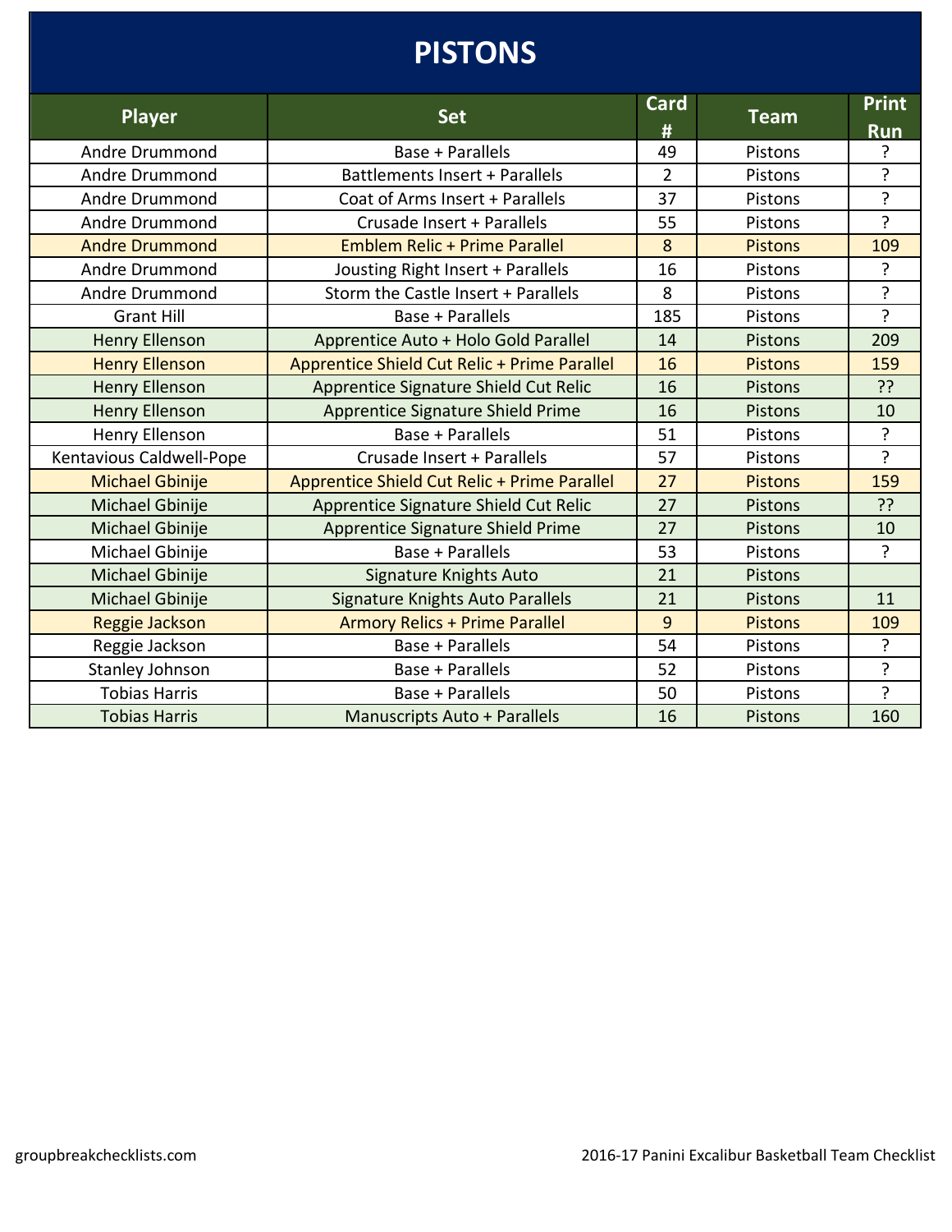# PISTONS

| Player | Set | Card # | Team | Print Run |
|---|---|---|---|---|
| Andre Drummond | Base + Parallels | 49 | Pistons | ? |
| Andre Drummond | Battlements Insert + Parallels | 2 | Pistons | ? |
| Andre Drummond | Coat of Arms Insert + Parallels | 37 | Pistons | ? |
| Andre Drummond | Crusade Insert + Parallels | 55 | Pistons | ? |
| Andre Drummond | Emblem Relic + Prime Parallel | 8 | Pistons | 109 |
| Andre Drummond | Jousting Right Insert + Parallels | 16 | Pistons | ? |
| Andre Drummond | Storm the Castle Insert + Parallels | 8 | Pistons | ? |
| Grant Hill | Base + Parallels | 185 | Pistons | ? |
| Henry Ellenson | Apprentice Auto + Holo Gold Parallel | 14 | Pistons | 209 |
| Henry Ellenson | Apprentice Shield Cut Relic + Prime Parallel | 16 | Pistons | 159 |
| Henry Ellenson | Apprentice Signature Shield Cut Relic | 16 | Pistons | ?? |
| Henry Ellenson | Apprentice Signature Shield Prime | 16 | Pistons | 10 |
| Henry Ellenson | Base + Parallels | 51 | Pistons | ? |
| Kentavious Caldwell-Pope | Crusade Insert + Parallels | 57 | Pistons | ? |
| Michael Gbinije | Apprentice Shield Cut Relic + Prime Parallel | 27 | Pistons | 159 |
| Michael Gbinije | Apprentice Signature Shield Cut Relic | 27 | Pistons | ?? |
| Michael Gbinije | Apprentice Signature Shield Prime | 27 | Pistons | 10 |
| Michael Gbinije | Base + Parallels | 53 | Pistons | ? |
| Michael Gbinije | Signature Knights Auto | 21 | Pistons | |
| Michael Gbinije | Signature Knights Auto Parallels | 21 | Pistons | 11 |
| Reggie Jackson | Armory Relics + Prime Parallel | 9 | Pistons | 109 |
| Reggie Jackson | Base + Parallels | 54 | Pistons | ? |
| Stanley Johnson | Base + Parallels | 52 | Pistons | ? |
| Tobias Harris | Base + Parallels | 50 | Pistons | ? |
| Tobias Harris | Manuscripts Auto + Parallels | 16 | Pistons | 160 |

groupbreakchecklists.com

2016-17 Panini Excalibur Basketball Team Checklist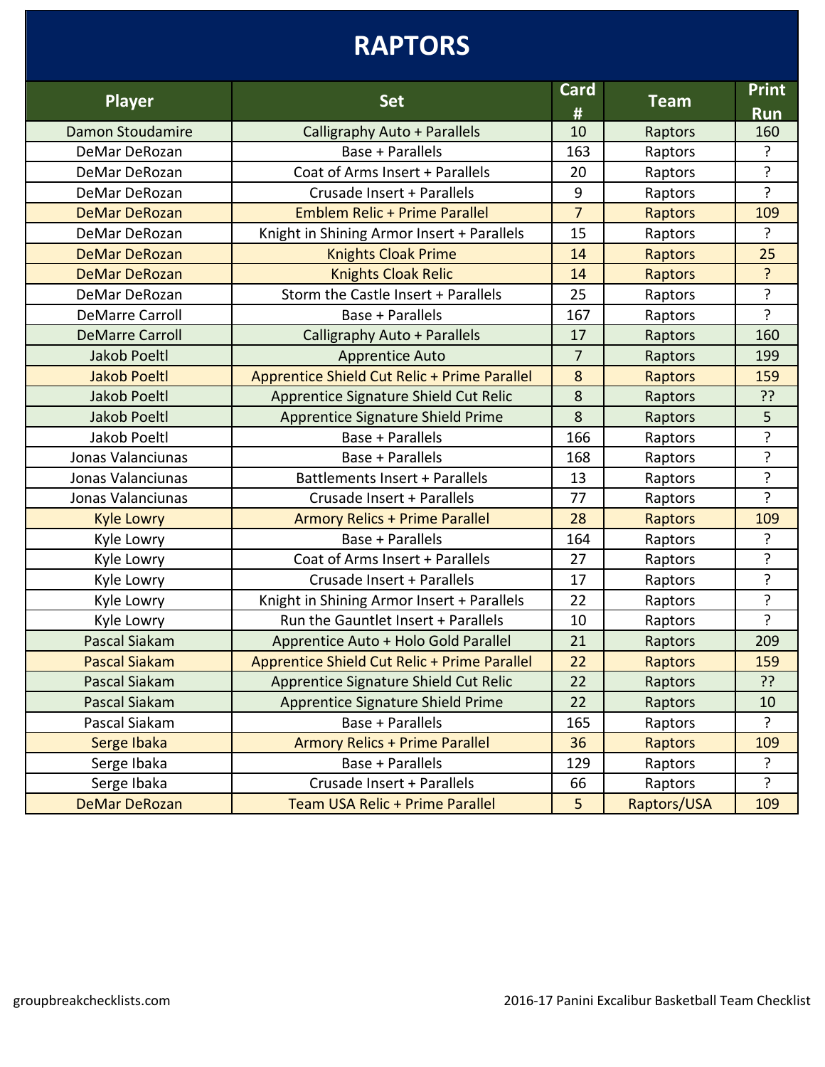# RAPTORS

| Player | Set | Card # | Team | Print Run |
|---|---|---|---|---|
| Damon Stoudamire | Calligraphy Auto + Parallels | 10 | Raptors | 160 |
| DeMar DeRozan | Base + Parallels | 163 | Raptors | ? |
| DeMar DeRozan | Coat of Arms Insert + Parallels | 20 | Raptors | ? |
| DeMar DeRozan | Crusade Insert + Parallels | 9 | Raptors | ? |
| DeMar DeRozan | Emblem Relic + Prime Parallel | 7 | Raptors | 109 |
| DeMar DeRozan | Knight in Shining Armor Insert + Parallels | 15 | Raptors | ? |
| DeMar DeRozan | Knights Cloak Prime | 14 | Raptors | 25 |
| DeMar DeRozan | Knights Cloak Relic | 14 | Raptors | ? |
| DeMar DeRozan | Storm the Castle Insert + Parallels | 25 | Raptors | ? |
| DeMarre Carroll | Base + Parallels | 167 | Raptors | ? |
| DeMarre Carroll | Calligraphy Auto + Parallels | 17 | Raptors | 160 |
| Jakob Poeltl | Apprentice Auto | 7 | Raptors | 199 |
| Jakob Poeltl | Apprentice Shield Cut Relic + Prime Parallel | 8 | Raptors | 159 |
| Jakob Poeltl | Apprentice Signature Shield Cut Relic | 8 | Raptors | ?? |
| Jakob Poeltl | Apprentice Signature Shield Prime | 8 | Raptors | 5 |
| Jakob Poeltl | Base + Parallels | 166 | Raptors | ? |
| Jonas Valanciunas | Base + Parallels | 168 | Raptors | ? |
| Jonas Valanciunas | Battlements Insert + Parallels | 13 | Raptors | ? |
| Jonas Valanciunas | Crusade Insert + Parallels | 77 | Raptors | ? |
| Kyle Lowry | Armory Relics + Prime Parallel | 28 | Raptors | 109 |
| Kyle Lowry | Base + Parallels | 164 | Raptors | ? |
| Kyle Lowry | Coat of Arms Insert + Parallels | 27 | Raptors | ? |
| Kyle Lowry | Crusade Insert + Parallels | 17 | Raptors | ? |
| Kyle Lowry | Knight in Shining Armor Insert + Parallels | 22 | Raptors | ? |
| Kyle Lowry | Run the Gauntlet Insert + Parallels | 10 | Raptors | ? |
| Pascal Siakam | Apprentice Auto + Holo Gold Parallel | 21 | Raptors | 209 |
| Pascal Siakam | Apprentice Shield Cut Relic + Prime Parallel | 22 | Raptors | 159 |
| Pascal Siakam | Apprentice Signature Shield Cut Relic | 22 | Raptors | ?? |
| Pascal Siakam | Apprentice Signature Shield Prime | 22 | Raptors | 10 |
| Pascal Siakam | Base + Parallels | 165 | Raptors | ? |
| Serge Ibaka | Armory Relics + Prime Parallel | 36 | Raptors | 109 |
| Serge Ibaka | Base + Parallels | 129 | Raptors | ? |
| Serge Ibaka | Crusade Insert + Parallels | 66 | Raptors | ? |
| DeMar DeRozan | Team USA Relic + Prime Parallel | 5 | Raptors/USA | 109 |

groupbreakchecklists.com

2016-17 Panini Excalibur Basketball Team Checklist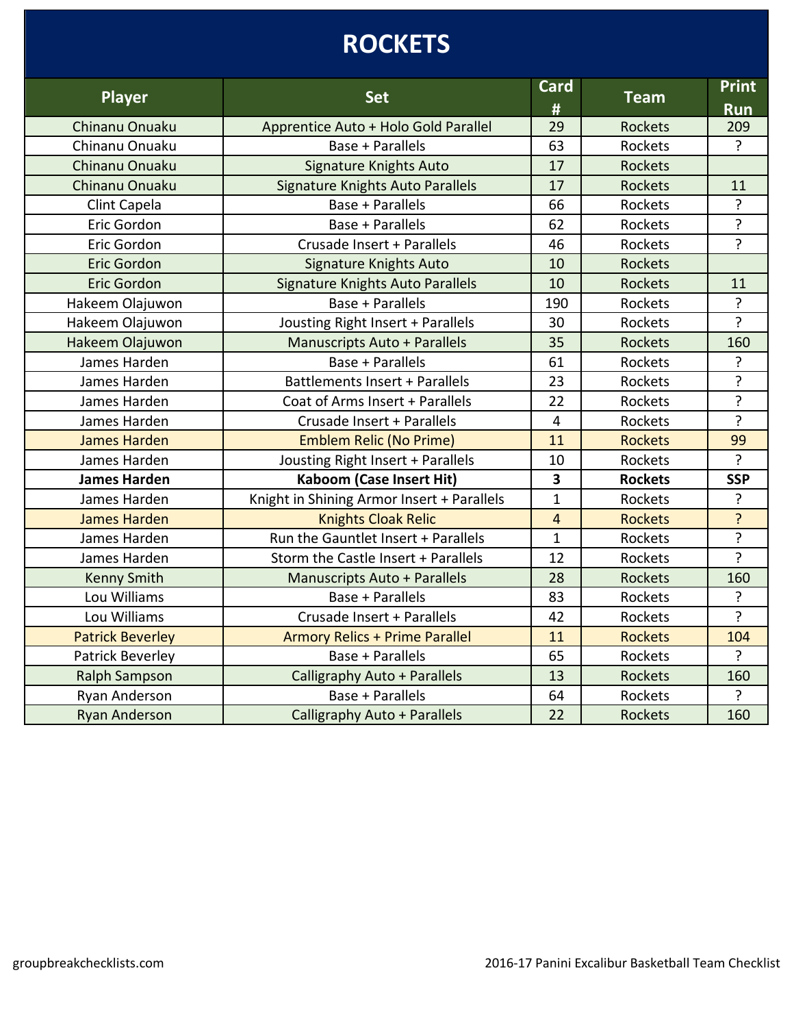# ROCKETS

| Player | Set | Card # | Team | Print Run |
|---|---|---|---|---|
| Chinanu Onuaku | Apprentice Auto + Holo Gold Parallel | 29 | Rockets | 209 |
| Chinanu Onuaku | Base + Parallels | 63 | Rockets | ? |
| Chinanu Onuaku | Signature Knights Auto | 17 | Rockets | |
| Chinanu Onuaku | Signature Knights Auto Parallels | 17 | Rockets | 11 |
| Clint Capela | Base + Parallels | 66 | Rockets | ? |
| Eric Gordon | Base + Parallels | 62 | Rockets | ? |
| Eric Gordon | Crusade Insert + Parallels | 46 | Rockets | ? |
| Eric Gordon | Signature Knights Auto | 10 | Rockets | |
| Eric Gordon | Signature Knights Auto Parallels | 10 | Rockets | 11 |
| Hakeem Olajuwon | Base + Parallels | 190 | Rockets | ? |
| Hakeem Olajuwon | Jousting Right Insert + Parallels | 30 | Rockets | ? |
| Hakeem Olajuwon | Manuscripts Auto + Parallels | 35 | Rockets | 160 |
| James Harden | Base + Parallels | 61 | Rockets | ? |
| James Harden | Battlements Insert + Parallels | 23 | Rockets | ? |
| James Harden | Coat of Arms Insert + Parallels | 22 | Rockets | ? |
| James Harden | Crusade Insert + Parallels | 4 | Rockets | ? |
| James Harden | Emblem Relic (No Prime) | 11 | Rockets | 99 |
| James Harden | Jousting Right Insert + Parallels | 10 | Rockets | ? |
| **James Harden** | **Kaboom (Case Insert Hit)** | **3** | **Rockets** | **SSP** |
| James Harden | Knight in Shining Armor Insert + Parallels | 1 | Rockets | ? |
| James Harden | Knights Cloak Relic | 4 | Rockets | ? |
| James Harden | Run the Gauntlet Insert + Parallels | 1 | Rockets | ? |
| James Harden | Storm the Castle Insert + Parallels | 12 | Rockets | ? |
| Kenny Smith | Manuscripts Auto + Parallels | 28 | Rockets | 160 |
| Lou Williams | Base + Parallels | 83 | Rockets | ? |
| Lou Williams | Crusade Insert + Parallels | 42 | Rockets | ? |
| Patrick Beverley | Armory Relics + Prime Parallel | 11 | Rockets | 104 |
| Patrick Beverley | Base + Parallels | 65 | Rockets | ? |
| Ralph Sampson | Calligraphy Auto + Parallels | 13 | Rockets | 160 |
| Ryan Anderson | Base + Parallels | 64 | Rockets | ? |
| Ryan Anderson | Calligraphy Auto + Parallels | 22 | Rockets | 160 |

groupbreakchecklists.com

2016-17 Panini Excalibur Basketball Team Checklist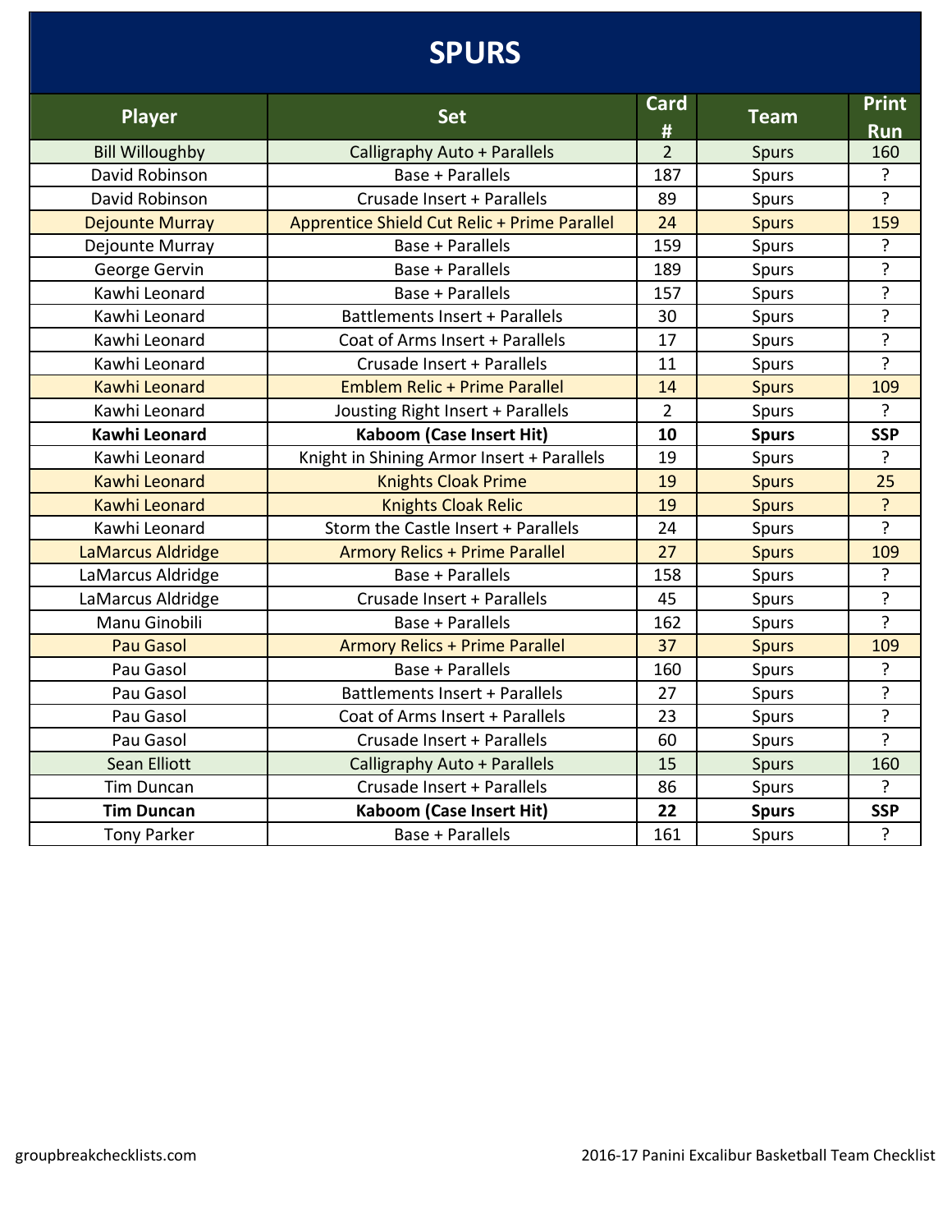# SPURS

| Player | Set | Card # | Team | Print Run |
|---|---|---|---|---|
| Bill Willoughby | Calligraphy Auto + Parallels | 2 | Spurs | 160 |
| David Robinson | Base + Parallels | 187 | Spurs | ? |
| David Robinson | Crusade Insert + Parallels | 89 | Spurs | ? |
| Dejounte Murray | Apprentice Shield Cut Relic + Prime Parallel | 24 | Spurs | 159 |
| Dejounte Murray | Base + Parallels | 159 | Spurs | ? |
| George Gervin | Base + Parallels | 189 | Spurs | ? |
| Kawhi Leonard | Base + Parallels | 157 | Spurs | ? |
| Kawhi Leonard | Battlements Insert + Parallels | 30 | Spurs | ? |
| Kawhi Leonard | Coat of Arms Insert + Parallels | 17 | Spurs | ? |
| Kawhi Leonard | Crusade Insert + Parallels | 11 | Spurs | ? |
| Kawhi Leonard | Emblem Relic + Prime Parallel | 14 | Spurs | 109 |
| Kawhi Leonard | Jousting Right Insert + Parallels | 2 | Spurs | ? |
| **Kawhi Leonard** | **Kaboom (Case Insert Hit)** | **10** | **Spurs** | **SSP** |
| Kawhi Leonard | Knight in Shining Armor Insert + Parallels | 19 | Spurs | ? |
| Kawhi Leonard | Knights Cloak Prime | 19 | Spurs | 25 |
| Kawhi Leonard | Knights Cloak Relic | 19 | Spurs | ? |
| Kawhi Leonard | Storm the Castle Insert + Parallels | 24 | Spurs | ? |
| LaMarcus Aldridge | Armory Relics + Prime Parallel | 27 | Spurs | 109 |
| LaMarcus Aldridge | Base + Parallels | 158 | Spurs | ? |
| LaMarcus Aldridge | Crusade Insert + Parallels | 45 | Spurs | ? |
| Manu Ginobili | Base + Parallels | 162 | Spurs | ? |
| Pau Gasol | Armory Relics + Prime Parallel | 37 | Spurs | 109 |
| Pau Gasol | Base + Parallels | 160 | Spurs | ? |
| Pau Gasol | Battlements Insert + Parallels | 27 | Spurs | ? |
| Pau Gasol | Coat of Arms Insert + Parallels | 23 | Spurs | ? |
| Pau Gasol | Crusade Insert + Parallels | 60 | Spurs | ? |
| Sean Elliott | Calligraphy Auto + Parallels | 15 | Spurs | 160 |
| Tim Duncan | Crusade Insert + Parallels | 86 | Spurs | ? |
| **Tim Duncan** | **Kaboom (Case Insert Hit)** | **22** | **Spurs** | **SSP** |
| Tony Parker | Base + Parallels | 161 | Spurs | ? |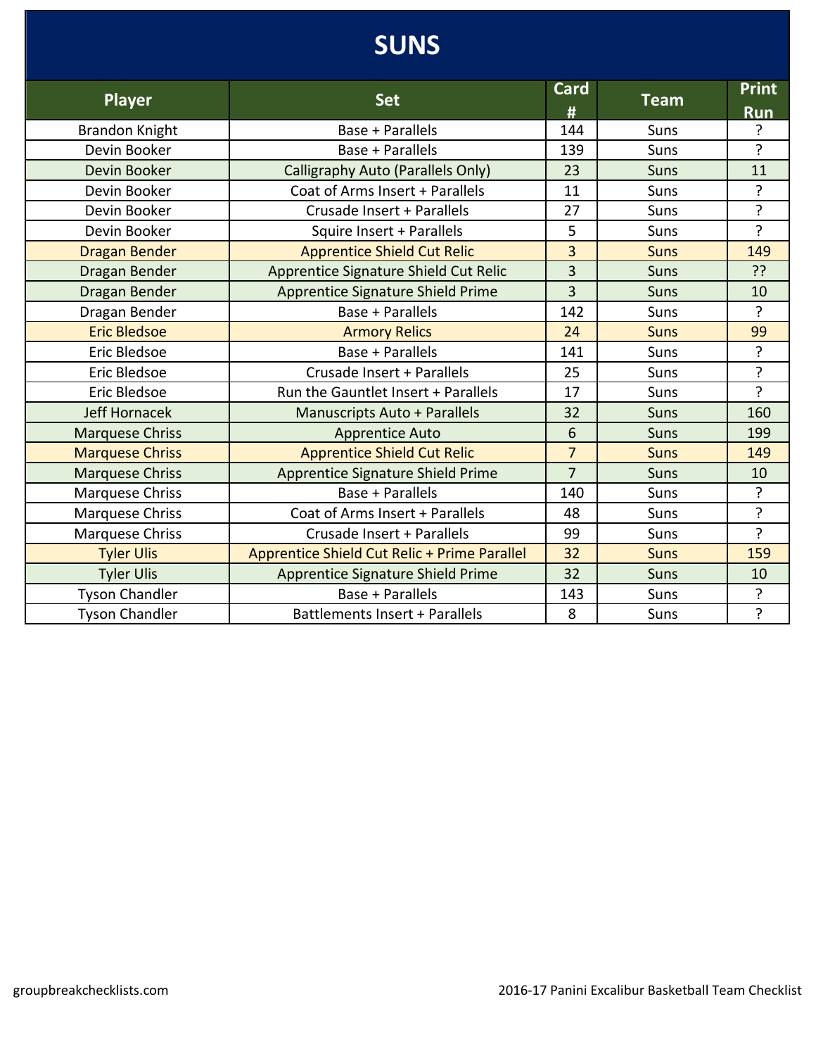# SUNS

| Player | Set | Card # | Team | Print Run |
|---|---|---|---|---|
| Brandon Knight | Base + Parallels | 144 | Suns | ? |
| Devin Booker | Base + Parallels | 139 | Suns | ? |
| Devin Booker | Calligraphy Auto (Parallels Only) | 23 | Suns | 11 |
| Devin Booker | Coat of Arms Insert + Parallels | 11 | Suns | ? |
| Devin Booker | Crusade Insert + Parallels | 27 | Suns | ? |
| Devin Booker | Squire Insert + Parallels | 5 | Suns | ? |
| Dragan Bender | Apprentice Shield Cut Relic | 3 | Suns | 149 |
| Dragan Bender | Apprentice Signature Shield Cut Relic | 3 | Suns | ?? |
| Dragan Bender | Apprentice Signature Shield Prime | 3 | Suns | 10 |
| Dragan Bender | Base + Parallels | 142 | Suns | ? |
| Eric Bledsoe | Armory Relics | 24 | Suns | 99 |
| Eric Bledsoe | Base + Parallels | 141 | Suns | ? |
| Eric Bledsoe | Crusade Insert + Parallels | 25 | Suns | ? |
| Eric Bledsoe | Run the Gauntlet Insert + Parallels | 17 | Suns | ? |
| Jeff Hornacek | Manuscripts Auto + Parallels | 32 | Suns | 160 |
| Marquese Chriss | Apprentice Auto | 6 | Suns | 199 |
| Marquese Chriss | Apprentice Shield Cut Relic | 7 | Suns | 149 |
| Marquese Chriss | Apprentice Signature Shield Prime | 7 | Suns | 10 |
| Marquese Chriss | Base + Parallels | 140 | Suns | ? |
| Marquese Chriss | Coat of Arms Insert + Parallels | 48 | Suns | ? |
| Marquese Chriss | Crusade Insert + Parallels | 99 | Suns | ? |
| Tyler Ulis | Apprentice Shield Cut Relic + Prime Parallel | 32 | Suns | 159 |
| Tyler Ulis | Apprentice Signature Shield Prime | 32 | Suns | 10 |
| Tyson Chandler | Base + Parallels | 143 | Suns | ? |
| Tyson Chandler | Battlements Insert + Parallels | 8 | Suns | ? |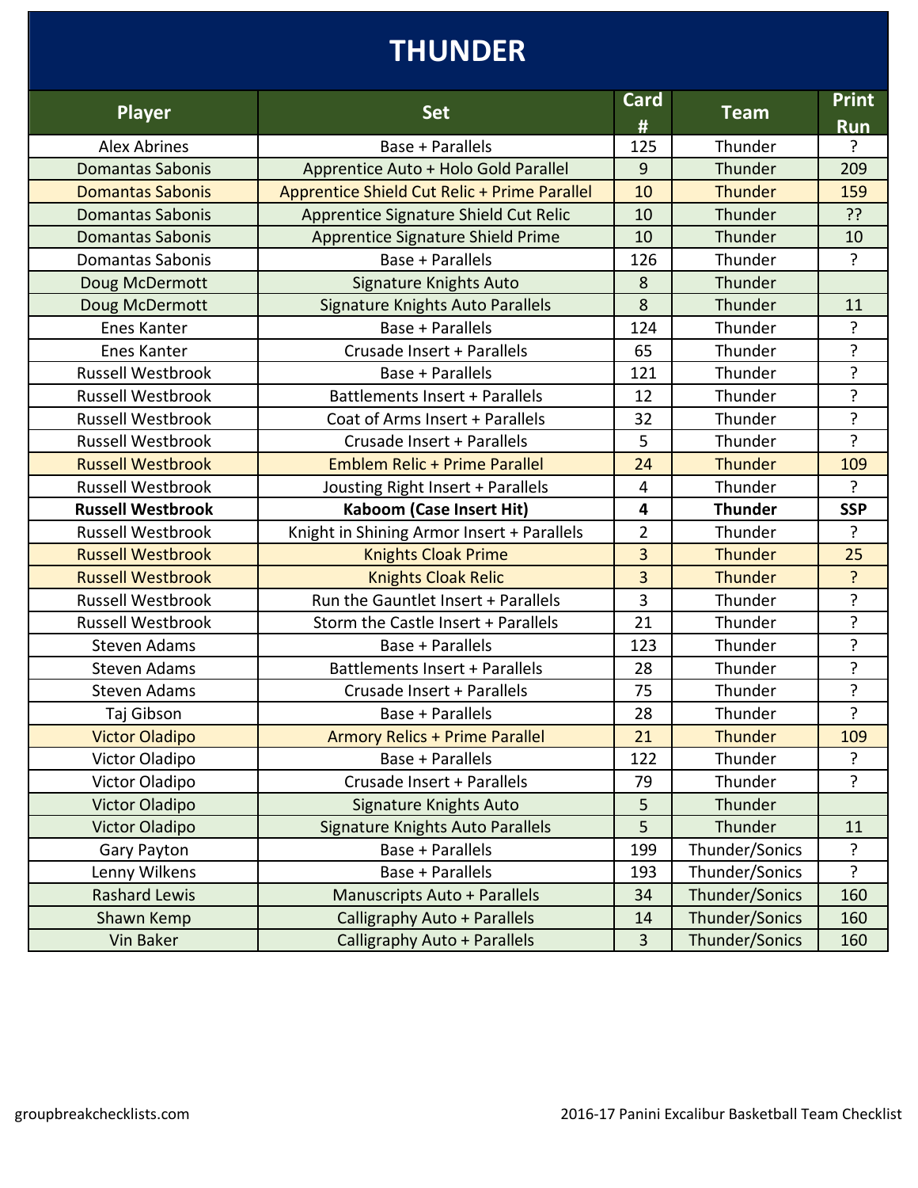# THUNDER

| Player | Set | Card # | Team | Print Run |
|---|---|---|---|---|
| Alex Abrines | Base + Parallels | 125 | Thunder | ? |
| Domantas Sabonis | Apprentice Auto + Holo Gold Parallel | 9 | Thunder | 209 |
| Domantas Sabonis | Apprentice Shield Cut Relic + Prime Parallel | 10 | Thunder | 159 |
| Domantas Sabonis | Apprentice Signature Shield Cut Relic | 10 | Thunder | ?? |
| Domantas Sabonis | Apprentice Signature Shield Prime | 10 | Thunder | 10 |
| Domantas Sabonis | Base + Parallels | 126 | Thunder | ? |
| Doug McDermott | Signature Knights Auto | 8 | Thunder | |
| Doug McDermott | Signature Knights Auto Parallels | 8 | Thunder | 11 |
| Enes Kanter | Base + Parallels | 124 | Thunder | ? |
| Enes Kanter | Crusade Insert + Parallels | 65 | Thunder | ? |
| Russell Westbrook | Base + Parallels | 121 | Thunder | ? |
| Russell Westbrook | Battlements Insert + Parallels | 12 | Thunder | ? |
| Russell Westbrook | Coat of Arms Insert + Parallels | 32 | Thunder | ? |
| Russell Westbrook | Crusade Insert + Parallels | 5 | Thunder | ? |
| Russell Westbrook | Emblem Relic + Prime Parallel | 24 | Thunder | 109 |
| Russell Westbrook | Jousting Right Insert + Parallels | 4 | Thunder | ? |
| **Russell Westbrook** | **Kaboom (Case Insert Hit)** | **4** | **Thunder** | **SSP** |
| Russell Westbrook | Knight in Shining Armor Insert + Parallels | 2 | Thunder | ? |
| Russell Westbrook | Knights Cloak Prime | 3 | Thunder | 25 |
| Russell Westbrook | Knights Cloak Relic | 3 | Thunder | ? |
| Russell Westbrook | Run the Gauntlet Insert + Parallels | 3 | Thunder | ? |
| Russell Westbrook | Storm the Castle Insert + Parallels | 21 | Thunder | ? |
| Steven Adams | Base + Parallels | 123 | Thunder | ? |
| Steven Adams | Battlements Insert + Parallels | 28 | Thunder | ? |
| Steven Adams | Crusade Insert + Parallels | 75 | Thunder | ? |
| Taj Gibson | Base + Parallels | 28 | Thunder | ? |
| Victor Oladipo | Armory Relics + Prime Parallel | 21 | Thunder | 109 |
| Victor Oladipo | Base + Parallels | 122 | Thunder | ? |
| Victor Oladipo | Crusade Insert + Parallels | 79 | Thunder | ? |
| Victor Oladipo | Signature Knights Auto | 5 | Thunder | |
| Victor Oladipo | Signature Knights Auto Parallels | 5 | Thunder | 11 |
| Gary Payton | Base + Parallels | 199 | Thunder/Sonics | ? |
| Lenny Wilkens | Base + Parallels | 193 | Thunder/Sonics | ? |
| Rashard Lewis | Manuscripts Auto + Parallels | 34 | Thunder/Sonics | 160 |
| Shawn Kemp | Calligraphy Auto + Parallels | 14 | Thunder/Sonics | 160 |
| Vin Baker | Calligraphy Auto + Parallels | 3 | Thunder/Sonics | 160 |

groupbreakchecklists.com

2016-17 Panini Excalibur Basketball Team Checklist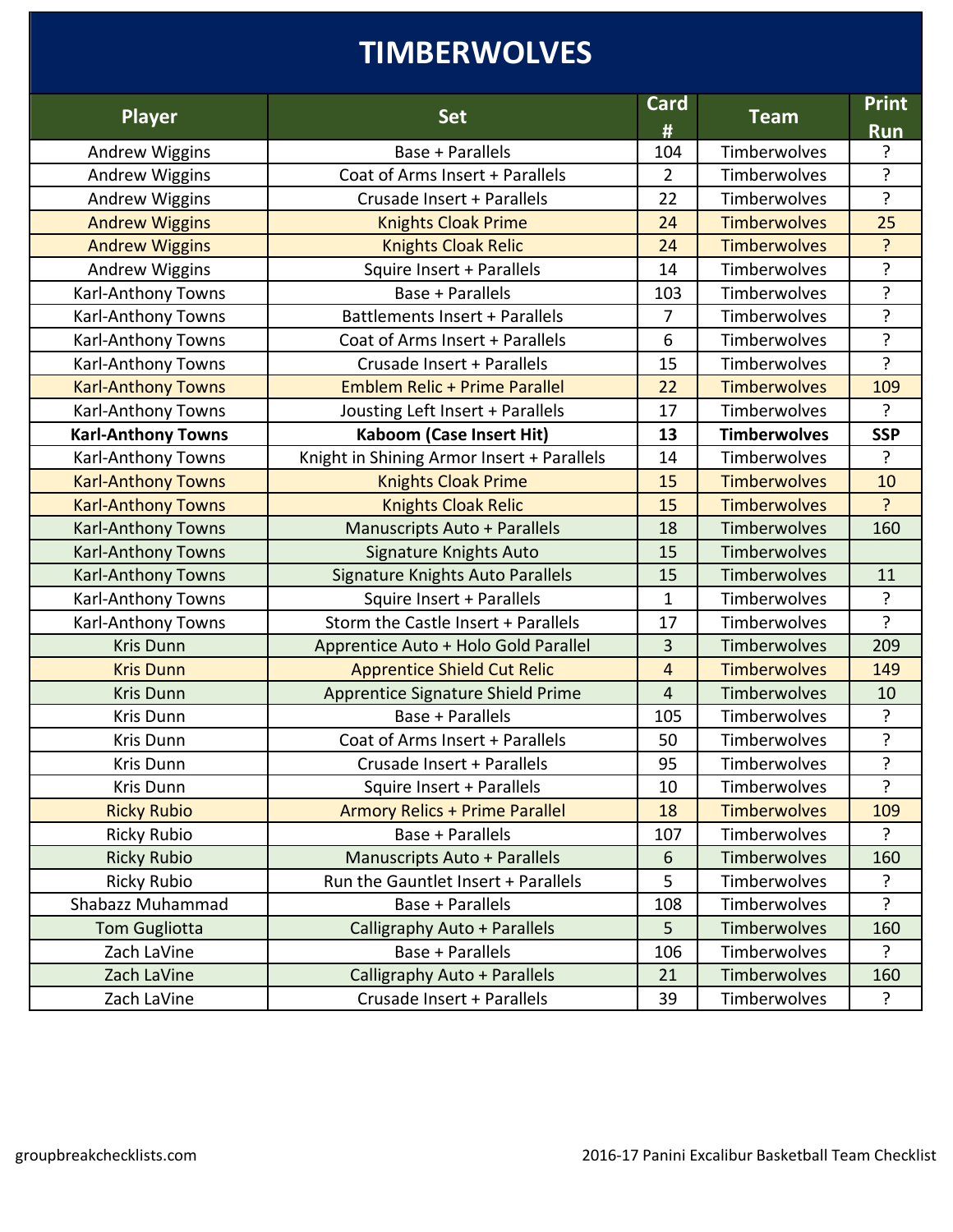# TIMBERWOLVES

| Player | Set | Card # | Team | Print Run |
|---|---|---|---|---|
| Andrew Wiggins | Base + Parallels | 104 | Timberwolves | ? |
| Andrew Wiggins | Coat of Arms Insert + Parallels | 2 | Timberwolves | ? |
| Andrew Wiggins | Crusade Insert + Parallels | 22 | Timberwolves | ? |
| Andrew Wiggins | Knights Cloak Prime | 24 | Timberwolves | 25 |
| Andrew Wiggins | Knights Cloak Relic | 24 | Timberwolves | ? |
| Andrew Wiggins | Squire Insert + Parallels | 14 | Timberwolves | ? |
| Karl-Anthony Towns | Base + Parallels | 103 | Timberwolves | ? |
| Karl-Anthony Towns | Battlements Insert + Parallels | 7 | Timberwolves | ? |
| Karl-Anthony Towns | Coat of Arms Insert + Parallels | 6 | Timberwolves | ? |
| Karl-Anthony Towns | Crusade Insert + Parallels | 15 | Timberwolves | ? |
| Karl-Anthony Towns | Emblem Relic + Prime Parallel | 22 | Timberwolves | 109 |
| Karl-Anthony Towns | Jousting Left Insert + Parallels | 17 | Timberwolves | ? |
| **Karl-Anthony Towns** | **Kaboom (Case Insert Hit)** | **13** | **Timberwolves** | **SSP** |
| Karl-Anthony Towns | Knight in Shining Armor Insert + Parallels | 14 | Timberwolves | ? |
| Karl-Anthony Towns | Knights Cloak Prime | 15 | Timberwolves | 10 |
| Karl-Anthony Towns | Knights Cloak Relic | 15 | Timberwolves | ? |
| Karl-Anthony Towns | Manuscripts Auto + Parallels | 18 | Timberwolves | 160 |
| Karl-Anthony Towns | Signature Knights Auto | 15 | Timberwolves | |
| Karl-Anthony Towns | Signature Knights Auto Parallels | 15 | Timberwolves | 11 |
| Karl-Anthony Towns | Squire Insert + Parallels | 1 | Timberwolves | ? |
| Karl-Anthony Towns | Storm the Castle Insert + Parallels | 17 | Timberwolves | ? |
| Kris Dunn | Apprentice Auto + Holo Gold Parallel | 3 | Timberwolves | 209 |
| Kris Dunn | Apprentice Shield Cut Relic | 4 | Timberwolves | 149 |
| Kris Dunn | Apprentice Signature Shield Prime | 4 | Timberwolves | 10 |
| Kris Dunn | Base + Parallels | 105 | Timberwolves | ? |
| Kris Dunn | Coat of Arms Insert + Parallels | 50 | Timberwolves | ? |
| Kris Dunn | Crusade Insert + Parallels | 95 | Timberwolves | ? |
| Kris Dunn | Squire Insert + Parallels | 10 | Timberwolves | ? |
| Ricky Rubio | Armory Relics + Prime Parallel | 18 | Timberwolves | 109 |
| Ricky Rubio | Base + Parallels | 107 | Timberwolves | ? |
| Ricky Rubio | Manuscripts Auto + Parallels | 6 | Timberwolves | 160 |
| Ricky Rubio | Run the Gauntlet Insert + Parallels | 5 | Timberwolves | ? |
| Shabazz Muhammad | Base + Parallels | 108 | Timberwolves | ? |
| Tom Gugliotta | Calligraphy Auto + Parallels | 5 | Timberwolves | 160 |
| Zach LaVine | Base + Parallels | 106 | Timberwolves | ? |
| Zach LaVine | Calligraphy Auto + Parallels | 21 | Timberwolves | 160 |
| Zach LaVine | Crusade Insert + Parallels | 39 | Timberwolves | ? |

groupbreakchecklists.com

2016-17 Panini Excalibur Basketball Team Checklist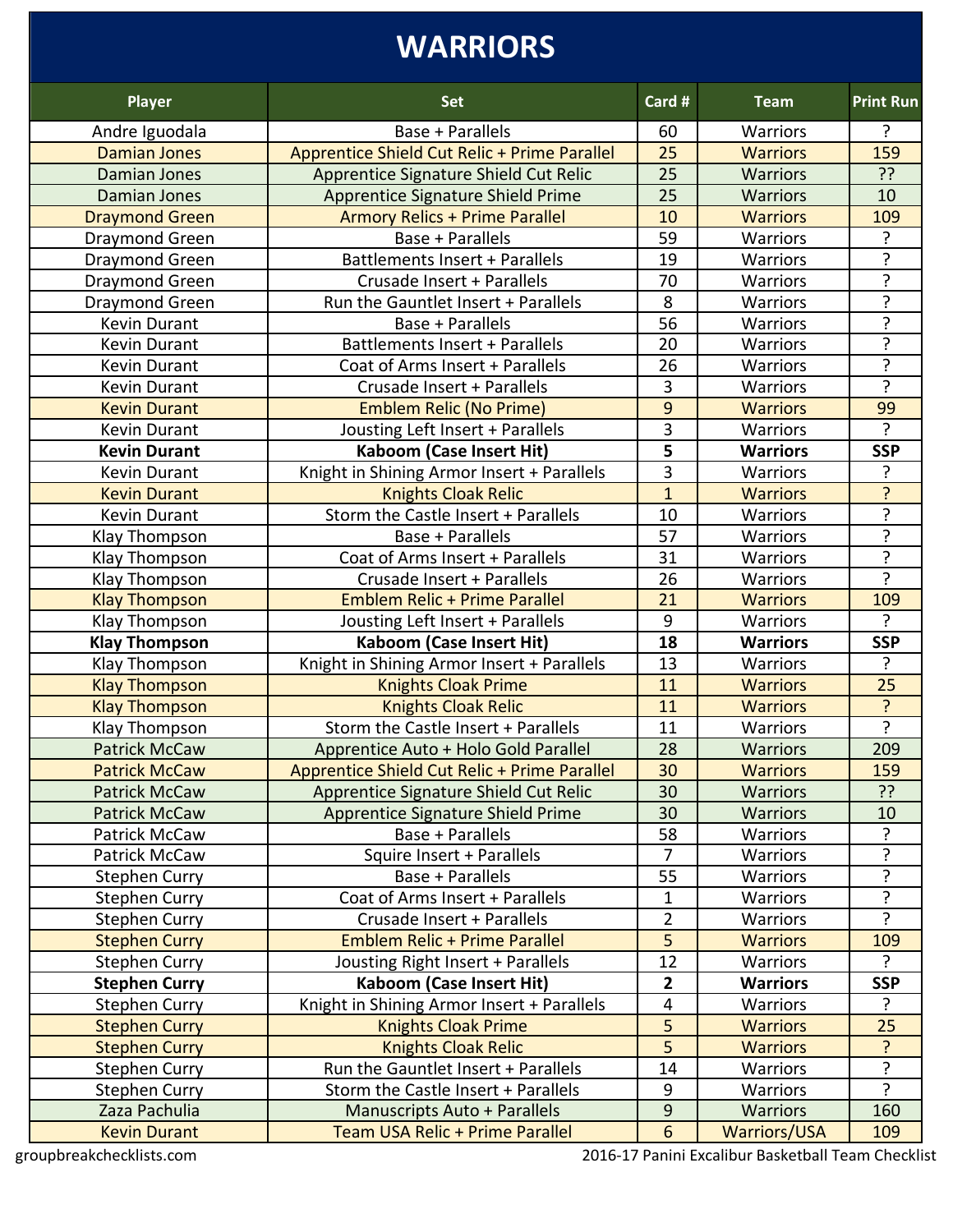# WARRIORS

| Player | Set | Card # | Team | Print Run |
|---|---|---|---|---|
| Andre Iguodala | Base + Parallels | 60 | Warriors | ? |
| Damian Jones | Apprentice Shield Cut Relic + Prime Parallel | 25 | Warriors | 159 |
| Damian Jones | Apprentice Signature Shield Cut Relic | 25 | Warriors | ?? |
| Damian Jones | Apprentice Signature Shield Prime | 25 | Warriors | 10 |
| Draymond Green | Armory Relics + Prime Parallel | 10 | Warriors | 109 |
| Draymond Green | Base + Parallels | 59 | Warriors | ? |
| Draymond Green | Battlements Insert + Parallels | 19 | Warriors | ? |
| Draymond Green | Crusade Insert + Parallels | 70 | Warriors | ? |
| Draymond Green | Run the Gauntlet Insert + Parallels | 8 | Warriors | ? |
| Kevin Durant | Base + Parallels | 56 | Warriors | ? |
| Kevin Durant | Battlements Insert + Parallels | 20 | Warriors | ? |
| Kevin Durant | Coat of Arms Insert + Parallels | 26 | Warriors | ? |
| Kevin Durant | Crusade Insert + Parallels | 3 | Warriors | ? |
| Kevin Durant | Emblem Relic (No Prime) | 9 | Warriors | 99 |
| Kevin Durant | Jousting Left Insert + Parallels | 3 | Warriors | ? |
| **Kevin Durant** | **Kaboom (Case Insert Hit)** | **5** | **Warriors** | **SSP** |
| Kevin Durant | Knight in Shining Armor Insert + Parallels | 3 | Warriors | ? |
| Kevin Durant | Knights Cloak Relic | 1 | Warriors | ? |
| Kevin Durant | Storm the Castle Insert + Parallels | 10 | Warriors | ? |
| Klay Thompson | Base + Parallels | 57 | Warriors | ? |
| Klay Thompson | Coat of Arms Insert + Parallels | 31 | Warriors | ? |
| Klay Thompson | Crusade Insert + Parallels | 26 | Warriors | ? |
| Klay Thompson | Emblem Relic + Prime Parallel | 21 | Warriors | 109 |
| Klay Thompson | Jousting Left Insert + Parallels | 9 | Warriors | ? |
| **Klay Thompson** | **Kaboom (Case Insert Hit)** | **18** | **Warriors** | **SSP** |
| Klay Thompson | Knight in Shining Armor Insert + Parallels | 13 | Warriors | ? |
| Klay Thompson | Knights Cloak Prime | 11 | Warriors | 25 |
| Klay Thompson | Knights Cloak Relic | 11 | Warriors | ? |
| Klay Thompson | Storm the Castle Insert + Parallels | 11 | Warriors | ? |
| Patrick McCaw | Apprentice Auto + Holo Gold Parallel | 28 | Warriors | 209 |
| Patrick McCaw | Apprentice Shield Cut Relic + Prime Parallel | 30 | Warriors | 159 |
| Patrick McCaw | Apprentice Signature Shield Cut Relic | 30 | Warriors | ?? |
| Patrick McCaw | Apprentice Signature Shield Prime | 30 | Warriors | 10 |
| Patrick McCaw | Base + Parallels | 58 | Warriors | ? |
| Patrick McCaw | Squire Insert + Parallels | 7 | Warriors | ? |
| Stephen Curry | Base + Parallels | 55 | Warriors | ? |
| Stephen Curry | Coat of Arms Insert + Parallels | 1 | Warriors | ? |
| Stephen Curry | Crusade Insert + Parallels | 2 | Warriors | ? |
| Stephen Curry | Emblem Relic + Prime Parallel | 5 | Warriors | 109 |
| Stephen Curry | Jousting Right Insert + Parallels | 12 | Warriors | ? |
| **Stephen Curry** | **Kaboom (Case Insert Hit)** | **2** | **Warriors** | **SSP** |
| Stephen Curry | Knight in Shining Armor Insert + Parallels | 4 | Warriors | ? |
| Stephen Curry | Knights Cloak Prime | 5 | Warriors | 25 |
| Stephen Curry | Knights Cloak Relic | 5 | Warriors | ? |
| Stephen Curry | Run the Gauntlet Insert + Parallels | 14 | Warriors | ? |
| Stephen Curry | Storm the Castle Insert + Parallels | 9 | Warriors | ? |
| Zaza Pachulia | Manuscripts Auto + Parallels | 9 | Warriors | 160 |
| Kevin Durant | Team USA Relic + Prime Parallel | 6 | Warriors/USA | 109 |

groupbreakchecklists.com

2016-17 Panini Excalibur Basketball Team Checklist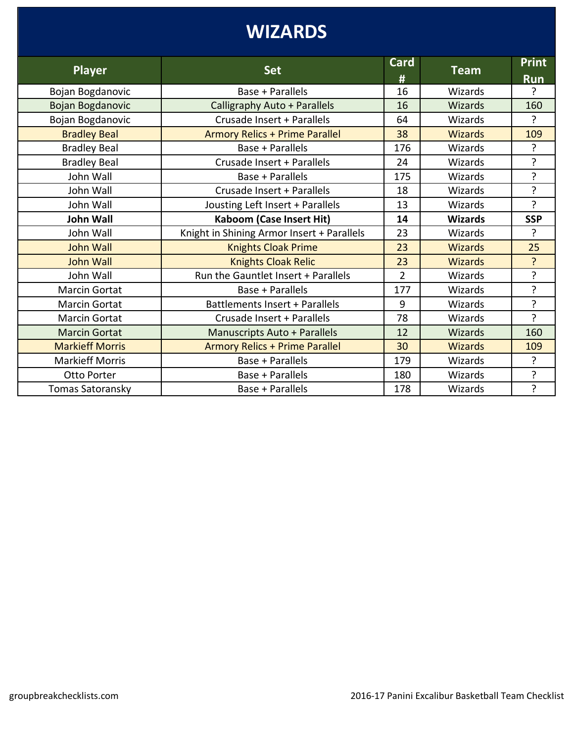# WIZARDS

| Player | Set | Card # | Team | Print Run |
|---|---|---|---|---|
| Bojan Bogdanovic | Base + Parallels | 16 | Wizards | ? |
| Bojan Bogdanovic | Calligraphy Auto + Parallels | 16 | Wizards | 160 |
| Bojan Bogdanovic | Crusade Insert + Parallels | 64 | Wizards | ? |
| Bradley Beal | Armory Relics + Prime Parallel | 38 | Wizards | 109 |
| Bradley Beal | Base + Parallels | 176 | Wizards | ? |
| Bradley Beal | Crusade Insert + Parallels | 24 | Wizards | ? |
| John Wall | Base + Parallels | 175 | Wizards | ? |
| John Wall | Crusade Insert + Parallels | 18 | Wizards | ? |
| John Wall | Jousting Left Insert + Parallels | 13 | Wizards | ? |
| **John Wall** | **Kaboom (Case Insert Hit)** | **14** | **Wizards** | **SSP** |
| John Wall | Knight in Shining Armor Insert + Parallels | 23 | Wizards | ? |
| John Wall | Knights Cloak Prime | 23 | Wizards | 25 |
| John Wall | Knights Cloak Relic | 23 | Wizards | ? |
| John Wall | Run the Gauntlet Insert + Parallels | 2 | Wizards | ? |
| Marcin Gortat | Base + Parallels | 177 | Wizards | ? |
| Marcin Gortat | Battlements Insert + Parallels | 9 | Wizards | ? |
| Marcin Gortat | Crusade Insert + Parallels | 78 | Wizards | ? |
| Marcin Gortat | Manuscripts Auto + Parallels | 12 | Wizards | 160 |
| Markieff Morris | Armory Relics + Prime Parallel | 30 | Wizards | 109 |
| Markieff Morris | Base + Parallels | 179 | Wizards | ? |
| Otto Porter | Base + Parallels | 180 | Wizards | ? |
| Tomas Satoransky | Base + Parallels | 178 | Wizards | ? |